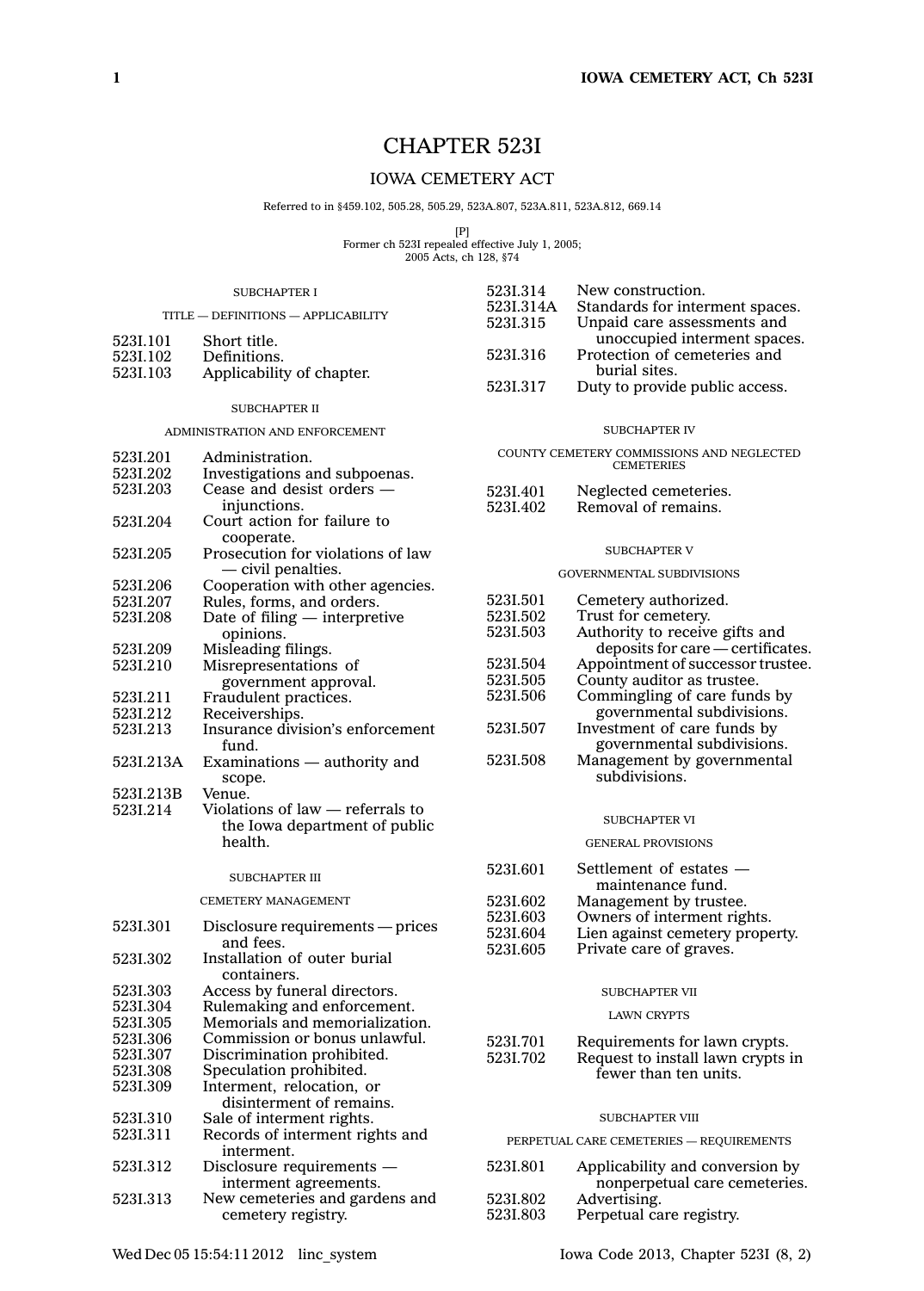# CHAPTER 523I

## IOWA CEMETERY ACT

Referred to in §459.102, 505.28, 505.29, 523A.807, 523A.811, 523A.812, 669.14

[P]
Former ch 523I repealed effective July 1, 2005;
2005 Acts, ch 128, §74

### SUBCHAPTER I

#### TITLE — DEFINITIONS — APPLICABILITY

523I.101 Short title.
523I.102 Definitions.
523I.103 Applicability of chapter.

### SUBCHAPTER II

#### ADMINISTRATION AND ENFORCEMENT

523I.201 Administration.
523I.202 Investigations and subpoenas.
523I.203 Cease and desist orders — injunctions.
523I.204 Court action for failure to cooperate.
523I.205 Prosecution for violations of law — civil penalties.
523I.206 Cooperation with other agencies.
523I.207 Rules, forms, and orders.
523I.208 Date of filing — interpretive opinions.
523I.209 Misleading filings.
523I.210 Misrepresentations of government approval.
523I.211 Fraudulent practices.
523I.212 Receiverships.
523I.213 Insurance division's enforcement fund.
523I.213A Examinations — authority and scope.
523I.213B Venue.
523I.214 Violations of law — referrals to the Iowa department of public health.

### SUBCHAPTER III

#### CEMETERY MANAGEMENT

523I.301 Disclosure requirements — prices and fees.
523I.302 Installation of outer burial containers.
523I.303 Access by funeral directors.
523I.304 Rulemaking and enforcement.
523I.305 Memorials and memorialization.
523I.306 Commission or bonus unlawful.
523I.307 Discrimination prohibited.
523I.308 Speculation prohibited.
523I.309 Interment, relocation, or disinterment of remains.
523I.310 Sale of interment rights.
523I.311 Records of interment rights and interment.
523I.312 Disclosure requirements — interment agreements.
523I.313 New cemeteries and gardens and cemetery registry.
523I.314 New construction.
523I.314A Standards for interment spaces.
523I.315 Unpaid care assessments and unoccupied interment spaces.
523I.316 Protection of cemeteries and burial sites.
523I.317 Duty to provide public access.

### SUBCHAPTER IV

#### COUNTY CEMETERY COMMISSIONS AND NEGLECTED CEMETERIES

523I.401 Neglected cemeteries.
523I.402 Removal of remains.

### SUBCHAPTER V

#### GOVERNMENTAL SUBDIVISIONS

523I.501 Cemetery authorized.
523I.502 Trust for cemetery.
523I.503 Authority to receive gifts and deposits for care — certificates.
523I.504 Appointment of successor trustee.
523I.505 County auditor as trustee.
523I.506 Commingling of care funds by governmental subdivisions.
523I.507 Investment of care funds by governmental subdivisions.
523I.508 Management by governmental subdivisions.

### SUBCHAPTER VI

#### GENERAL PROVISIONS

523I.601 Settlement of estates — maintenance fund.
523I.602 Management by trustee.
523I.603 Owners of interment rights.
523I.604 Lien against cemetery property.
523I.605 Private care of graves.

### SUBCHAPTER VII

#### LAWN CRYPTS

523I.701 Requirements for lawn crypts.
523I.702 Request to install lawn crypts in fewer than ten units.

### SUBCHAPTER VIII

#### PERPETUAL CARE CEMETERIES — REQUIREMENTS

523I.801 Applicability and conversion by nonperpetual care cemeteries.
523I.802 Advertising.
523I.803 Perpetual care registry.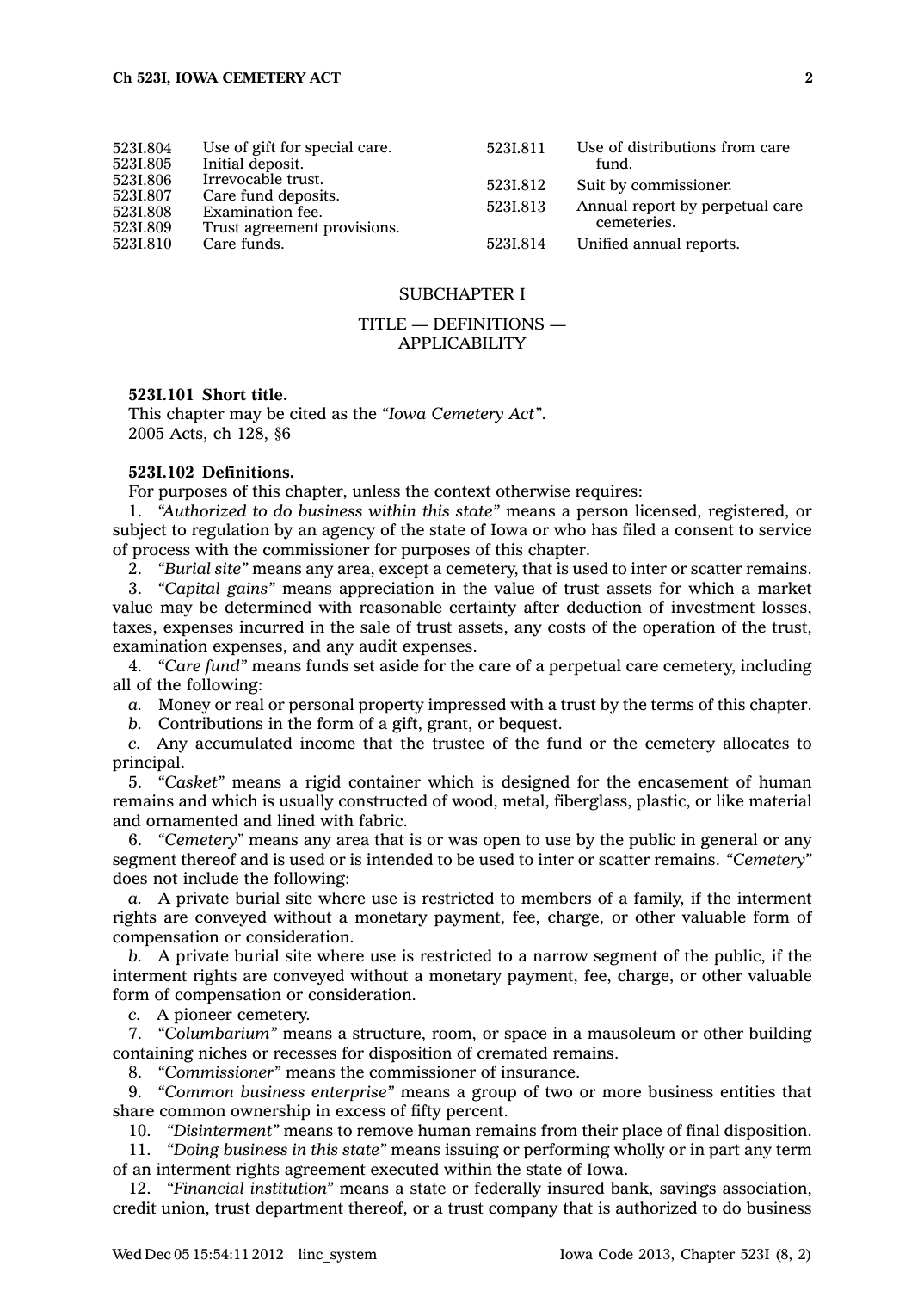| | | | |
|---|---|---|---|
| 523I.804 | Use of gift for special care. | 523I.811 | Use of distributions from care fund. |
| 523I.805 | Initial deposit. | 523I.812 | Suit by commissioner. |
| 523I.806 | Irrevocable trust. | 523I.813 | Annual report by perpetual care cemeteries. |
| 523I.807 | Care fund deposits. | 523I.814 | Unified annual reports. |
| 523I.808 | Examination fee. | | |
| 523I.809 | Trust agreement provisions. | | |
| 523I.810 | Care funds. | | |

## SUBCHAPTER I

### TITLE — DEFINITIONS — APPLICABILITY

**523I.101 Short title.**

This chapter may be cited as the *"Iowa Cemetery Act"*.

2005 Acts, ch 128, §6

**523I.102 Definitions.**

For purposes of this chapter, unless the context otherwise requires:

1. *"Authorized to do business within this state"* means a person licensed, registered, or subject to regulation by an agency of the state of Iowa or who has filed a consent to service of process with the commissioner for purposes of this chapter.

2. *"Burial site"* means any area, except a cemetery, that is used to inter or scatter remains.

3. *"Capital gains"* means appreciation in the value of trust assets for which a market value may be determined with reasonable certainty after deduction of investment losses, taxes, expenses incurred in the sale of trust assets, any costs of the operation of the trust, examination expenses, and any audit expenses.

4. *"Care fund"* means funds set aside for the care of a perpetual care cemetery, including all of the following:

*a.* Money or real or personal property impressed with a trust by the terms of this chapter.

*b.* Contributions in the form of a gift, grant, or bequest.

*c.* Any accumulated income that the trustee of the fund or the cemetery allocates to principal.

5. *"Casket"* means a rigid container which is designed for the encasement of human remains and which is usually constructed of wood, metal, fiberglass, plastic, or like material and ornamented and lined with fabric.

6. *"Cemetery"* means any area that is or was open to use by the public in general or any segment thereof and is used or is intended to be used to inter or scatter remains. *"Cemetery"* does not include the following:

*a.* A private burial site where use is restricted to members of a family, if the interment rights are conveyed without a monetary payment, fee, charge, or other valuable form of compensation or consideration.

*b.* A private burial site where use is restricted to a narrow segment of the public, if the interment rights are conveyed without a monetary payment, fee, charge, or other valuable form of compensation or consideration.

*c.* A pioneer cemetery.

7. *"Columbarium"* means a structure, room, or space in a mausoleum or other building containing niches or recesses for disposition of cremated remains.

8. *"Commissioner"* means the commissioner of insurance.

9. *"Common business enterprise"* means a group of two or more business entities that share common ownership in excess of fifty percent.

10. *"Disinterment"* means to remove human remains from their place of final disposition.

11. *"Doing business in this state"* means issuing or performing wholly or in part any term of an interment rights agreement executed within the state of Iowa.

12. *"Financial institution"* means a state or federally insured bank, savings association, credit union, trust department thereof, or a trust company that is authorized to do business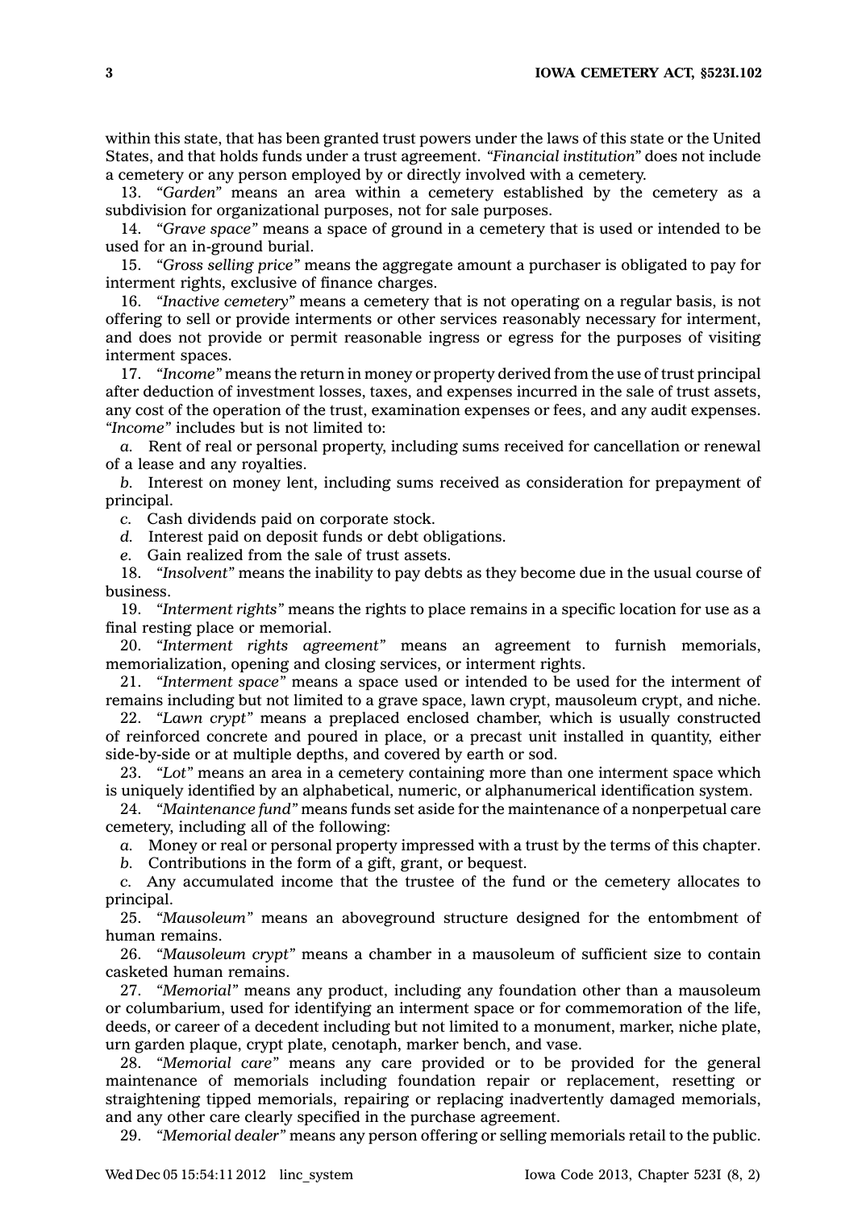within this state, that has been granted trust powers under the laws of this state or the United States, and that holds funds under a trust agreement. *"Financial institution"* does not include a cemetery or any person employed by or directly involved with a cemetery.

13. *"Garden"* means an area within a cemetery established by the cemetery as a subdivision for organizational purposes, not for sale purposes.

14. *"Grave space"* means a space of ground in a cemetery that is used or intended to be used for an in-ground burial.

15. *"Gross selling price"* means the aggregate amount a purchaser is obligated to pay for interment rights, exclusive of finance charges.

16. *"Inactive cemetery"* means a cemetery that is not operating on a regular basis, is not offering to sell or provide interments or other services reasonably necessary for interment, and does not provide or permit reasonable ingress or egress for the purposes of visiting interment spaces.

17. *"Income"* means the return in money or property derived from the use of trust principal after deduction of investment losses, taxes, and expenses incurred in the sale of trust assets, any cost of the operation of the trust, examination expenses or fees, and any audit expenses. *"Income"* includes but is not limited to:

*a.* Rent of real or personal property, including sums received for cancellation or renewal of a lease and any royalties.

*b.* Interest on money lent, including sums received as consideration for prepayment of principal.

*c.* Cash dividends paid on corporate stock.

*d.* Interest paid on deposit funds or debt obligations.

*e.* Gain realized from the sale of trust assets.

18. *"Insolvent"* means the inability to pay debts as they become due in the usual course of business.

19. *"Interment rights"* means the rights to place remains in a specific location for use as a final resting place or memorial.

20. *"Interment rights agreement"* means an agreement to furnish memorials, memorialization, opening and closing services, or interment rights.

21. *"Interment space"* means a space used or intended to be used for the interment of remains including but not limited to a grave space, lawn crypt, mausoleum crypt, and niche.

22. *"Lawn crypt"* means a preplaced enclosed chamber, which is usually constructed of reinforced concrete and poured in place, or a precast unit installed in quantity, either side-by-side or at multiple depths, and covered by earth or sod.

23. *"Lot"* means an area in a cemetery containing more than one interment space which is uniquely identified by an alphabetical, numeric, or alphanumerical identification system.

24. *"Maintenance fund"* means funds set aside for the maintenance of a nonperpetual care cemetery, including all of the following:

*a.* Money or real or personal property impressed with a trust by the terms of this chapter.

*b.* Contributions in the form of a gift, grant, or bequest.

*c.* Any accumulated income that the trustee of the fund or the cemetery allocates to principal.

25. *"Mausoleum"* means an aboveground structure designed for the entombment of human remains.

26. *"Mausoleum crypt"* means a chamber in a mausoleum of sufficient size to contain casketed human remains.

27. *"Memorial"* means any product, including any foundation other than a mausoleum or columbarium, used for identifying an interment space or for commemoration of the life, deeds, or career of a decedent including but not limited to a monument, marker, niche plate, urn garden plaque, crypt plate, cenotaph, marker bench, and vase.

28. *"Memorial care"* means any care provided or to be provided for the general maintenance of memorials including foundation repair or replacement, resetting or straightening tipped memorials, repairing or replacing inadvertently damaged memorials, and any other care clearly specified in the purchase agreement.

29. *"Memorial dealer"* means any person offering or selling memorials retail to the public.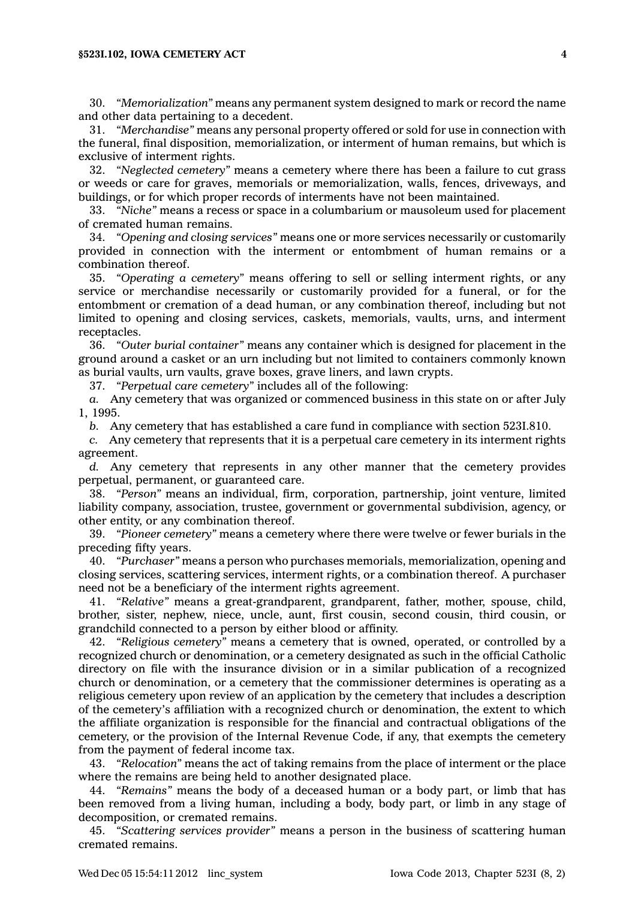30. *"Memorialization"* means any permanent system designed to mark or record the name and other data pertaining to a decedent.

31. *"Merchandise"* means any personal property offered or sold for use in connection with the funeral, final disposition, memorialization, or interment of human remains, but which is exclusive of interment rights.

32. *"Neglected cemetery"* means a cemetery where there has been a failure to cut grass or weeds or care for graves, memorials or memorialization, walls, fences, driveways, and buildings, or for which proper records of interments have not been maintained.

33. *"Niche"* means a recess or space in a columbarium or mausoleum used for placement of cremated human remains.

34. *"Opening and closing services"* means one or more services necessarily or customarily provided in connection with the interment or entombment of human remains or a combination thereof.

35. *"Operating a cemetery"* means offering to sell or selling interment rights, or any service or merchandise necessarily or customarily provided for a funeral, or for the entombment or cremation of a dead human, or any combination thereof, including but not limited to opening and closing services, caskets, memorials, vaults, urns, and interment receptacles.

36. *"Outer burial container"* means any container which is designed for placement in the ground around a casket or an urn including but not limited to containers commonly known as burial vaults, urn vaults, grave boxes, grave liners, and lawn crypts.

37. *"Perpetual care cemetery"* includes all of the following:

*a.* Any cemetery that was organized or commenced business in this state on or after July 1, 1995.

*b.* Any cemetery that has established a care fund in compliance with section 523I.810.

*c.* Any cemetery that represents that it is a perpetual care cemetery in its interment rights agreement.

*d.* Any cemetery that represents in any other manner that the cemetery provides perpetual, permanent, or guaranteed care.

38. *"Person"* means an individual, firm, corporation, partnership, joint venture, limited liability company, association, trustee, government or governmental subdivision, agency, or other entity, or any combination thereof.

39. *"Pioneer cemetery"* means a cemetery where there were twelve or fewer burials in the preceding fifty years.

40. *"Purchaser"* means a person who purchases memorials, memorialization, opening and closing services, scattering services, interment rights, or a combination thereof. A purchaser need not be a beneficiary of the interment rights agreement.

41. *"Relative"* means a great-grandparent, grandparent, father, mother, spouse, child, brother, sister, nephew, niece, uncle, aunt, first cousin, second cousin, third cousin, or grandchild connected to a person by either blood or affinity.

42. *"Religious cemetery"* means a cemetery that is owned, operated, or controlled by a recognized church or denomination, or a cemetery designated as such in the official Catholic directory on file with the insurance division or in a similar publication of a recognized church or denomination, or a cemetery that the commissioner determines is operating as a religious cemetery upon review of an application by the cemetery that includes a description of the cemetery's affiliation with a recognized church or denomination, the extent to which the affiliate organization is responsible for the financial and contractual obligations of the cemetery, or the provision of the Internal Revenue Code, if any, that exempts the cemetery from the payment of federal income tax.

43. *"Relocation"* means the act of taking remains from the place of interment or the place where the remains are being held to another designated place.

44. *"Remains"* means the body of a deceased human or a body part, or limb that has been removed from a living human, including a body, body part, or limb in any stage of decomposition, or cremated remains.

45. *"Scattering services provider"* means a person in the business of scattering human cremated remains.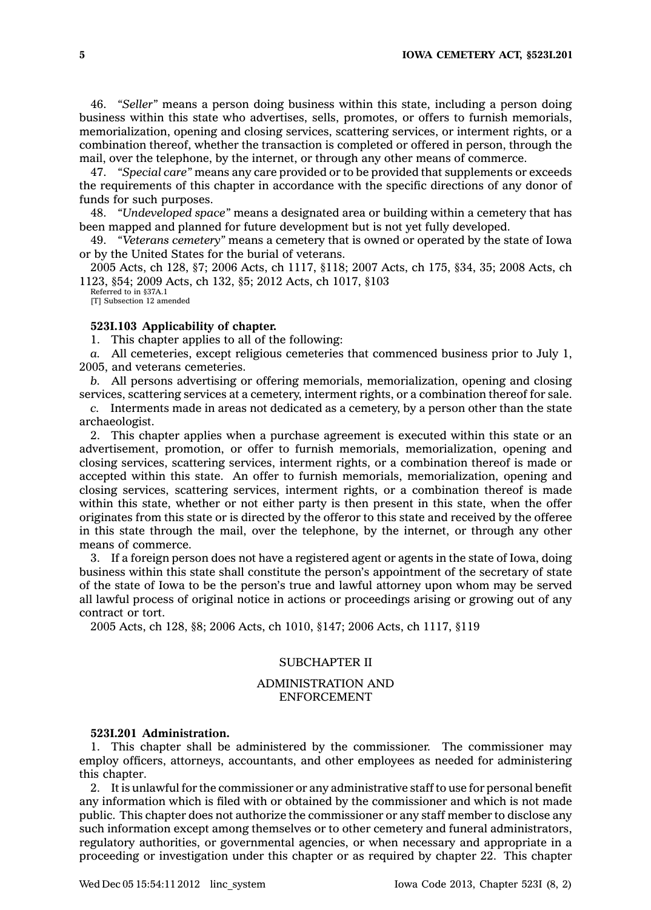46. *"Seller"* means a person doing business within this state, including a person doing business within this state who advertises, sells, promotes, or offers to furnish memorials, memorialization, opening and closing services, scattering services, or interment rights, or a combination thereof, whether the transaction is completed or offered in person, through the mail, over the telephone, by the internet, or through any other means of commerce.

47. *"Special care"* means any care provided or to be provided that supplements or exceeds the requirements of this chapter in accordance with the specific directions of any donor of funds for such purposes.

48. *"Undeveloped space"* means a designated area or building within a cemetery that has been mapped and planned for future development but is not yet fully developed.

49. *"Veterans cemetery"* means a cemetery that is owned or operated by the state of Iowa or by the United States for the burial of veterans.

2005 Acts, ch 128, §7; 2006 Acts, ch 1117, §118; 2007 Acts, ch 175, §34, 35; 2008 Acts, ch 1123, §54; 2009 Acts, ch 132, §5; 2012 Acts, ch 1017, §103

Referred to in §37A.1

[T] Subsection 12 amended

**523I.103 Applicability of chapter.**

1. This chapter applies to all of the following:

*a.* All cemeteries, except religious cemeteries that commenced business prior to July 1, 2005, and veterans cemeteries.

*b.* All persons advertising or offering memorials, memorialization, opening and closing services, scattering services at a cemetery, interment rights, or a combination thereof for sale.

*c.* Interments made in areas not dedicated as a cemetery, by a person other than the state archaeologist.

2. This chapter applies when a purchase agreement is executed within this state or an advertisement, promotion, or offer to furnish memorials, memorialization, opening and closing services, scattering services, interment rights, or a combination thereof is made or accepted within this state. An offer to furnish memorials, memorialization, opening and closing services, scattering services, interment rights, or a combination thereof is made within this state, whether or not either party is then present in this state, when the offer originates from this state or is directed by the offeror to this state and received by the offeree in this state through the mail, over the telephone, by the internet, or through any other means of commerce.

3. If a foreign person does not have a registered agent or agents in the state of Iowa, doing business within this state shall constitute the person's appointment of the secretary of state of the state of Iowa to be the person's true and lawful attorney upon whom may be served all lawful process of original notice in actions or proceedings arising or growing out of any contract or tort.

2005 Acts, ch 128, §8; 2006 Acts, ch 1010, §147; 2006 Acts, ch 1117, §119

## SUBCHAPTER II

## ADMINISTRATION AND ENFORCEMENT

**523I.201 Administration.**

1. This chapter shall be administered by the commissioner. The commissioner may employ officers, attorneys, accountants, and other employees as needed for administering this chapter.

2. It is unlawful for the commissioner or any administrative staff to use for personal benefit any information which is filed with or obtained by the commissioner and which is not made public. This chapter does not authorize the commissioner or any staff member to disclose any such information except among themselves or to other cemetery and funeral administrators, regulatory authorities, or governmental agencies, or when necessary and appropriate in a proceeding or investigation under this chapter or as required by chapter 22. This chapter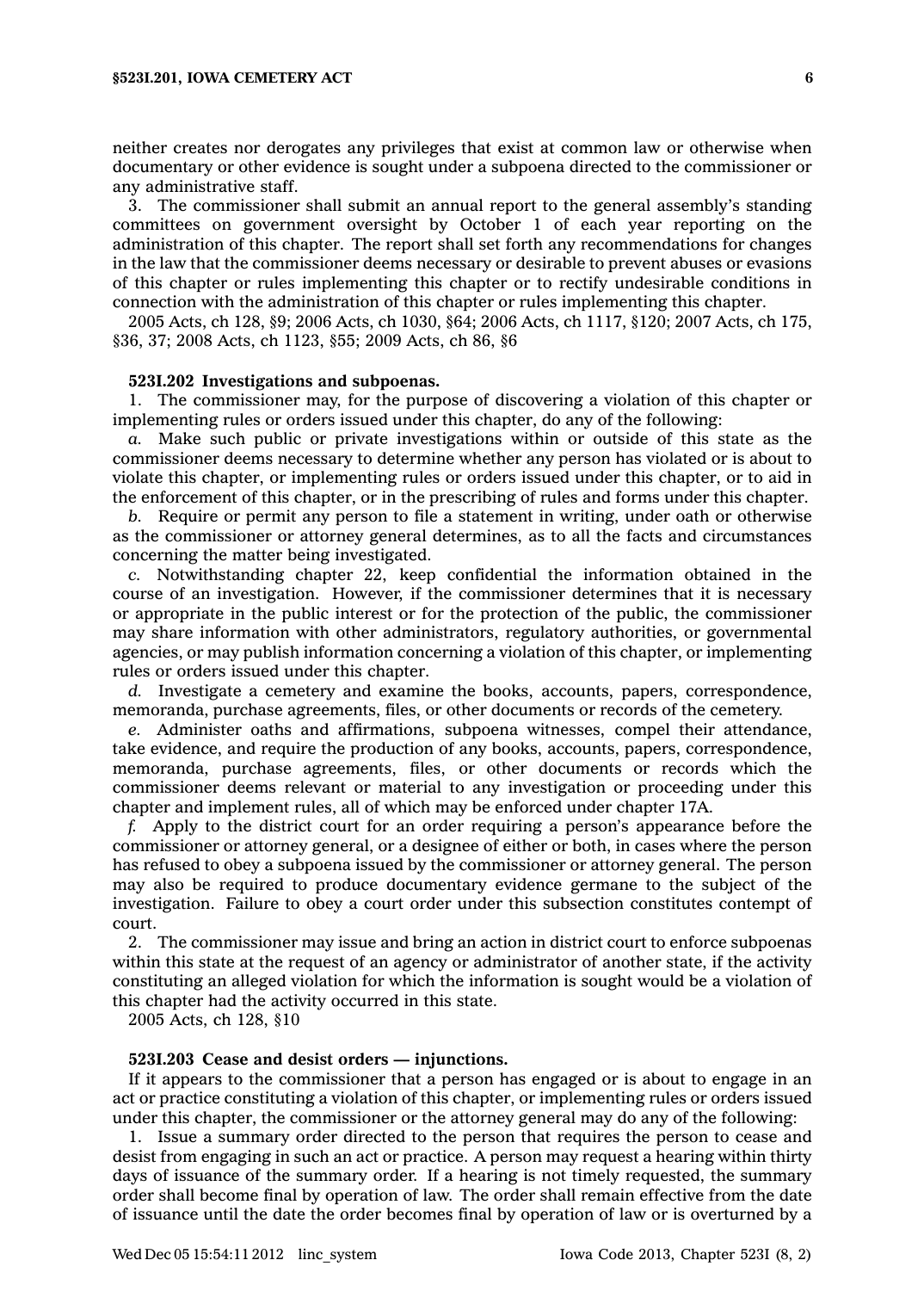neither creates nor derogates any privileges that exist at common law or otherwise when documentary or other evidence is sought under a subpoena directed to the commissioner or any administrative staff.

3. The commissioner shall submit an annual report to the general assembly's standing committees on government oversight by October 1 of each year reporting on the administration of this chapter. The report shall set forth any recommendations for changes in the law that the commissioner deems necessary or desirable to prevent abuses or evasions of this chapter or rules implementing this chapter or to rectify undesirable conditions in connection with the administration of this chapter or rules implementing this chapter.

2005 Acts, ch 128, §9; 2006 Acts, ch 1030, §64; 2006 Acts, ch 1117, §120; 2007 Acts, ch 175, §36, 37; 2008 Acts, ch 1123, §55; 2009 Acts, ch 86, §6

**523I.202 Investigations and subpoenas.**

1. The commissioner may, for the purpose of discovering a violation of this chapter or implementing rules or orders issued under this chapter, do any of the following:

*a.* Make such public or private investigations within or outside of this state as the commissioner deems necessary to determine whether any person has violated or is about to violate this chapter, or implementing rules or orders issued under this chapter, or to aid in the enforcement of this chapter, or in the prescribing of rules and forms under this chapter.

*b.* Require or permit any person to file a statement in writing, under oath or otherwise as the commissioner or attorney general determines, as to all the facts and circumstances concerning the matter being investigated.

*c.* Notwithstanding chapter 22, keep confidential the information obtained in the course of an investigation. However, if the commissioner determines that it is necessary or appropriate in the public interest or for the protection of the public, the commissioner may share information with other administrators, regulatory authorities, or governmental agencies, or may publish information concerning a violation of this chapter, or implementing rules or orders issued under this chapter.

*d.* Investigate a cemetery and examine the books, accounts, papers, correspondence, memoranda, purchase agreements, files, or other documents or records of the cemetery.

*e.* Administer oaths and affirmations, subpoena witnesses, compel their attendance, take evidence, and require the production of any books, accounts, papers, correspondence, memoranda, purchase agreements, files, or other documents or records which the commissioner deems relevant or material to any investigation or proceeding under this chapter and implement rules, all of which may be enforced under chapter 17A.

*f.* Apply to the district court for an order requiring a person's appearance before the commissioner or attorney general, or a designee of either or both, in cases where the person has refused to obey a subpoena issued by the commissioner or attorney general. The person may also be required to produce documentary evidence germane to the subject of the investigation. Failure to obey a court order under this subsection constitutes contempt of court.

2. The commissioner may issue and bring an action in district court to enforce subpoenas within this state at the request of an agency or administrator of another state, if the activity constituting an alleged violation for which the information is sought would be a violation of this chapter had the activity occurred in this state.

2005 Acts, ch 128, §10

**523I.203 Cease and desist orders — injunctions.**

If it appears to the commissioner that a person has engaged or is about to engage in an act or practice constituting a violation of this chapter, or implementing rules or orders issued under this chapter, the commissioner or the attorney general may do any of the following:

1. Issue a summary order directed to the person that requires the person to cease and desist from engaging in such an act or practice. A person may request a hearing within thirty days of issuance of the summary order. If a hearing is not timely requested, the summary order shall become final by operation of law. The order shall remain effective from the date of issuance until the date the order becomes final by operation of law or is overturned by a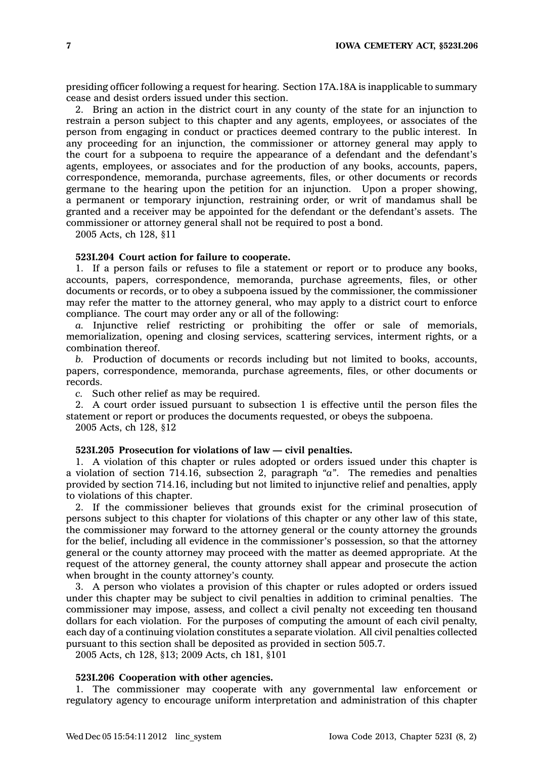presiding officer following a request for hearing. Section 17A.18A is inapplicable to summary cease and desist orders issued under this section.

2. Bring an action in the district court in any county of the state for an injunction to restrain a person subject to this chapter and any agents, employees, or associates of the person from engaging in conduct or practices deemed contrary to the public interest. In any proceeding for an injunction, the commissioner or attorney general may apply to the court for a subpoena to require the appearance of a defendant and the defendant's agents, employees, or associates and for the production of any books, accounts, papers, correspondence, memoranda, purchase agreements, files, or other documents or records germane to the hearing upon the petition for an injunction. Upon a proper showing, a permanent or temporary injunction, restraining order, or writ of mandamus shall be granted and a receiver may be appointed for the defendant or the defendant's assets. The commissioner or attorney general shall not be required to post a bond.

2005 Acts, ch 128, §11

**523I.204 Court action for failure to cooperate.**

1. If a person fails or refuses to file a statement or report or to produce any books, accounts, papers, correspondence, memoranda, purchase agreements, files, or other documents or records, or to obey a subpoena issued by the commissioner, the commissioner may refer the matter to the attorney general, who may apply to a district court to enforce compliance. The court may order any or all of the following:

*a.* Injunctive relief restricting or prohibiting the offer or sale of memorials, memorialization, opening and closing services, scattering services, interment rights, or a combination thereof.

*b.* Production of documents or records including but not limited to books, accounts, papers, correspondence, memoranda, purchase agreements, files, or other documents or records.

*c.* Such other relief as may be required.

2. A court order issued pursuant to subsection 1 is effective until the person files the statement or report or produces the documents requested, or obeys the subpoena.

2005 Acts, ch 128, §12

**523I.205 Prosecution for violations of law — civil penalties.**

1. A violation of this chapter or rules adopted or orders issued under this chapter is a violation of section 714.16, subsection 2, paragraph "*a*". The remedies and penalties provided by section 714.16, including but not limited to injunctive relief and penalties, apply to violations of this chapter.

2. If the commissioner believes that grounds exist for the criminal prosecution of persons subject to this chapter for violations of this chapter or any other law of this state, the commissioner may forward to the attorney general or the county attorney the grounds for the belief, including all evidence in the commissioner's possession, so that the attorney general or the county attorney may proceed with the matter as deemed appropriate. At the request of the attorney general, the county attorney shall appear and prosecute the action when brought in the county attorney's county.

3. A person who violates a provision of this chapter or rules adopted or orders issued under this chapter may be subject to civil penalties in addition to criminal penalties. The commissioner may impose, assess, and collect a civil penalty not exceeding ten thousand dollars for each violation. For the purposes of computing the amount of each civil penalty, each day of a continuing violation constitutes a separate violation. All civil penalties collected pursuant to this section shall be deposited as provided in section 505.7.

2005 Acts, ch 128, §13; 2009 Acts, ch 181, §101

**523I.206 Cooperation with other agencies.**

1. The commissioner may cooperate with any governmental law enforcement or regulatory agency to encourage uniform interpretation and administration of this chapter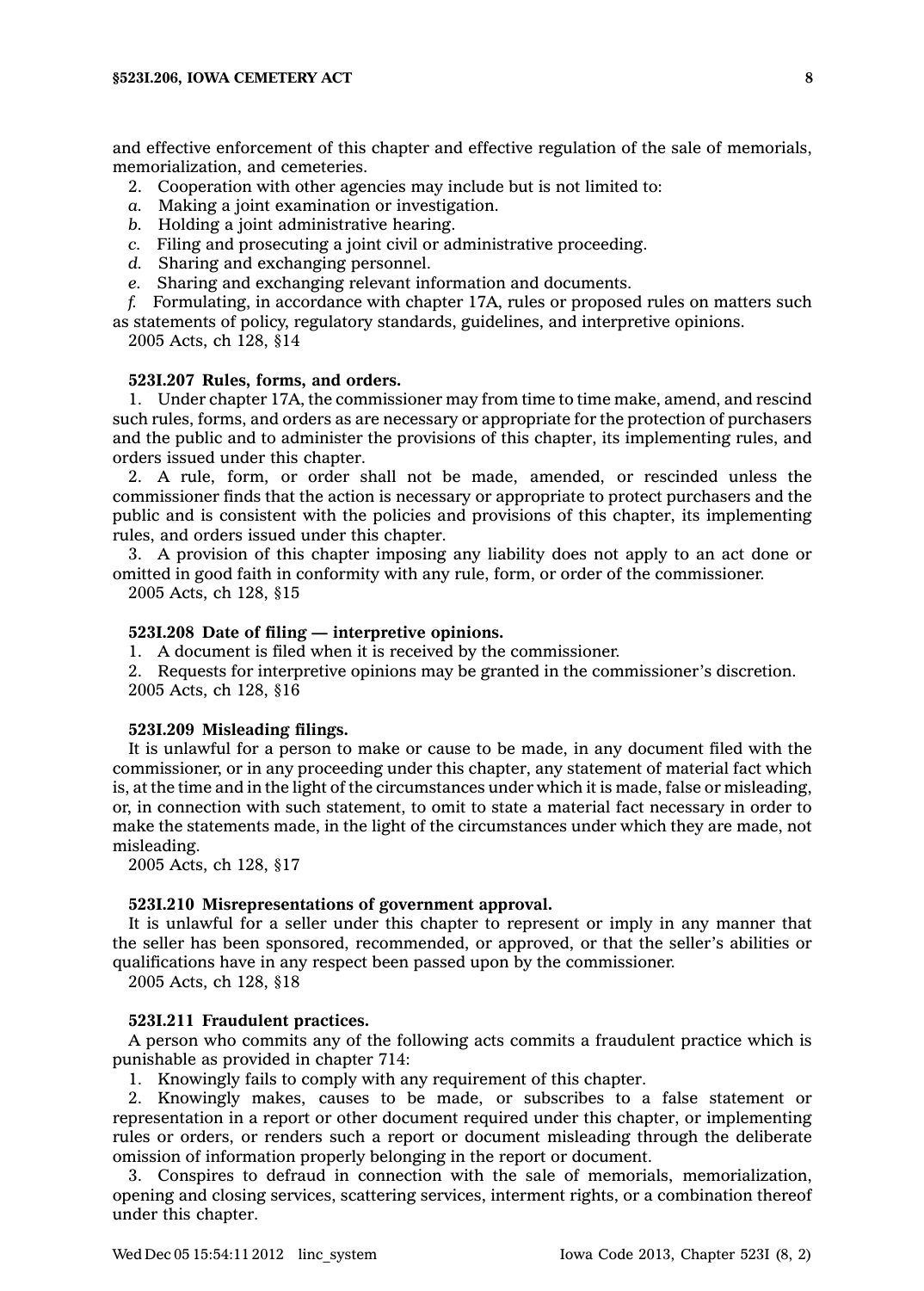and effective enforcement of this chapter and effective regulation of the sale of memorials, memorialization, and cemeteries.

2. Cooperation with other agencies may include but is not limited to:

*a.* Making a joint examination or investigation.

*b.* Holding a joint administrative hearing.

*c.* Filing and prosecuting a joint civil or administrative proceeding.

*d.* Sharing and exchanging personnel.

*e.* Sharing and exchanging relevant information and documents.

*f.* Formulating, in accordance with chapter 17A, rules or proposed rules on matters such as statements of policy, regulatory standards, guidelines, and interpretive opinions.

2005 Acts, ch 128, §14

**523I.207 Rules, forms, and orders.**

1. Under chapter 17A, the commissioner may from time to time make, amend, and rescind such rules, forms, and orders as are necessary or appropriate for the protection of purchasers and the public and to administer the provisions of this chapter, its implementing rules, and orders issued under this chapter.

2. A rule, form, or order shall not be made, amended, or rescinded unless the commissioner finds that the action is necessary or appropriate to protect purchasers and the public and is consistent with the policies and provisions of this chapter, its implementing rules, and orders issued under this chapter.

3. A provision of this chapter imposing any liability does not apply to an act done or omitted in good faith in conformity with any rule, form, or order of the commissioner.

2005 Acts, ch 128, §15

**523I.208 Date of filing — interpretive opinions.**

1. A document is filed when it is received by the commissioner.

2. Requests for interpretive opinions may be granted in the commissioner's discretion.

2005 Acts, ch 128, §16

**523I.209 Misleading filings.**

It is unlawful for a person to make or cause to be made, in any document filed with the commissioner, or in any proceeding under this chapter, any statement of material fact which is, at the time and in the light of the circumstances under which it is made, false or misleading, or, in connection with such statement, to omit to state a material fact necessary in order to make the statements made, in the light of the circumstances under which they are made, not misleading.

2005 Acts, ch 128, §17

**523I.210 Misrepresentations of government approval.**

It is unlawful for a seller under this chapter to represent or imply in any manner that the seller has been sponsored, recommended, or approved, or that the seller's abilities or qualifications have in any respect been passed upon by the commissioner.

2005 Acts, ch 128, §18

**523I.211 Fraudulent practices.**

A person who commits any of the following acts commits a fraudulent practice which is punishable as provided in chapter 714:

1. Knowingly fails to comply with any requirement of this chapter.

2. Knowingly makes, causes to be made, or subscribes to a false statement or representation in a report or other document required under this chapter, or implementing rules or orders, or renders such a report or document misleading through the deliberate omission of information properly belonging in the report or document.

3. Conspires to defraud in connection with the sale of memorials, memorialization, opening and closing services, scattering services, interment rights, or a combination thereof under this chapter.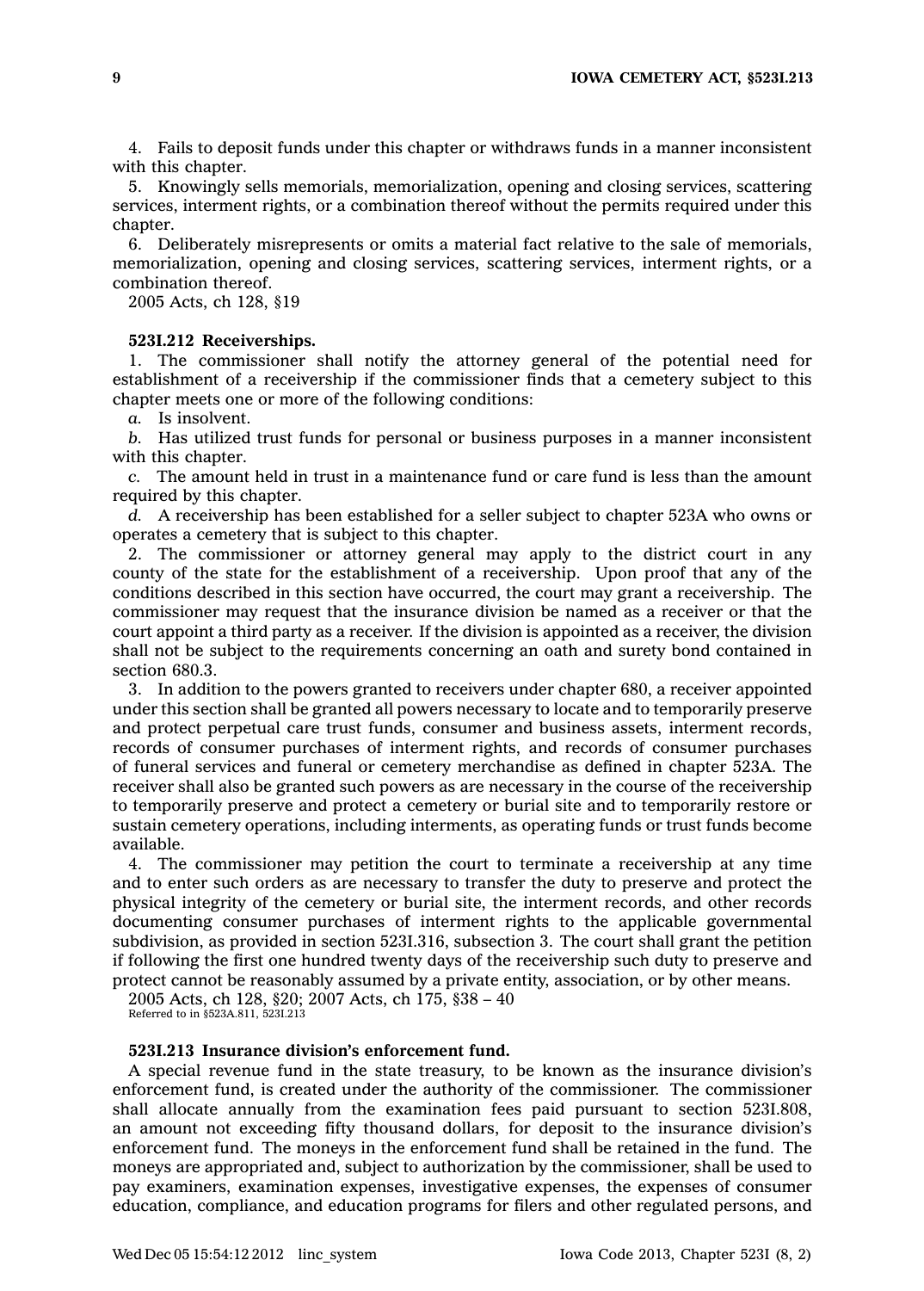4. Fails to deposit funds under this chapter or withdraws funds in a manner inconsistent with this chapter.

5. Knowingly sells memorials, memorialization, opening and closing services, scattering services, interment rights, or a combination thereof without the permits required under this chapter.

6. Deliberately misrepresents or omits a material fact relative to the sale of memorials, memorialization, opening and closing services, scattering services, interment rights, or a combination thereof.

2005 Acts, ch 128, §19

**523I.212 Receiverships.**

1. The commissioner shall notify the attorney general of the potential need for establishment of a receivership if the commissioner finds that a cemetery subject to this chapter meets one or more of the following conditions:

*a.* Is insolvent.

*b.* Has utilized trust funds for personal or business purposes in a manner inconsistent with this chapter.

*c.* The amount held in trust in a maintenance fund or care fund is less than the amount required by this chapter.

*d.* A receivership has been established for a seller subject to chapter 523A who owns or operates a cemetery that is subject to this chapter.

2. The commissioner or attorney general may apply to the district court in any county of the state for the establishment of a receivership. Upon proof that any of the conditions described in this section have occurred, the court may grant a receivership. The commissioner may request that the insurance division be named as a receiver or that the court appoint a third party as a receiver. If the division is appointed as a receiver, the division shall not be subject to the requirements concerning an oath and surety bond contained in section 680.3.

3. In addition to the powers granted to receivers under chapter 680, a receiver appointed under this section shall be granted all powers necessary to locate and to temporarily preserve and protect perpetual care trust funds, consumer and business assets, interment records, records of consumer purchases of interment rights, and records of consumer purchases of funeral services and funeral or cemetery merchandise as defined in chapter 523A. The receiver shall also be granted such powers as are necessary in the course of the receivership to temporarily preserve and protect a cemetery or burial site and to temporarily restore or sustain cemetery operations, including interments, as operating funds or trust funds become available.

4. The commissioner may petition the court to terminate a receivership at any time and to enter such orders as are necessary to transfer the duty to preserve and protect the physical integrity of the cemetery or burial site, the interment records, and other records documenting consumer purchases of interment rights to the applicable governmental subdivision, as provided in section 523I.316, subsection 3. The court shall grant the petition if following the first one hundred twenty days of the receivership such duty to preserve and protect cannot be reasonably assumed by a private entity, association, or by other means.

2005 Acts, ch 128, §20; 2007 Acts, ch 175, §38 – 40
Referred to in §523A.811, 523I.213

**523I.213 Insurance division's enforcement fund.**

A special revenue fund in the state treasury, to be known as the insurance division's enforcement fund, is created under the authority of the commissioner. The commissioner shall allocate annually from the examination fees paid pursuant to section 523I.808, an amount not exceeding fifty thousand dollars, for deposit to the insurance division's enforcement fund. The moneys in the enforcement fund shall be retained in the fund. The moneys are appropriated and, subject to authorization by the commissioner, shall be used to pay examiners, examination expenses, investigative expenses, the expenses of consumer education, compliance, and education programs for filers and other regulated persons, and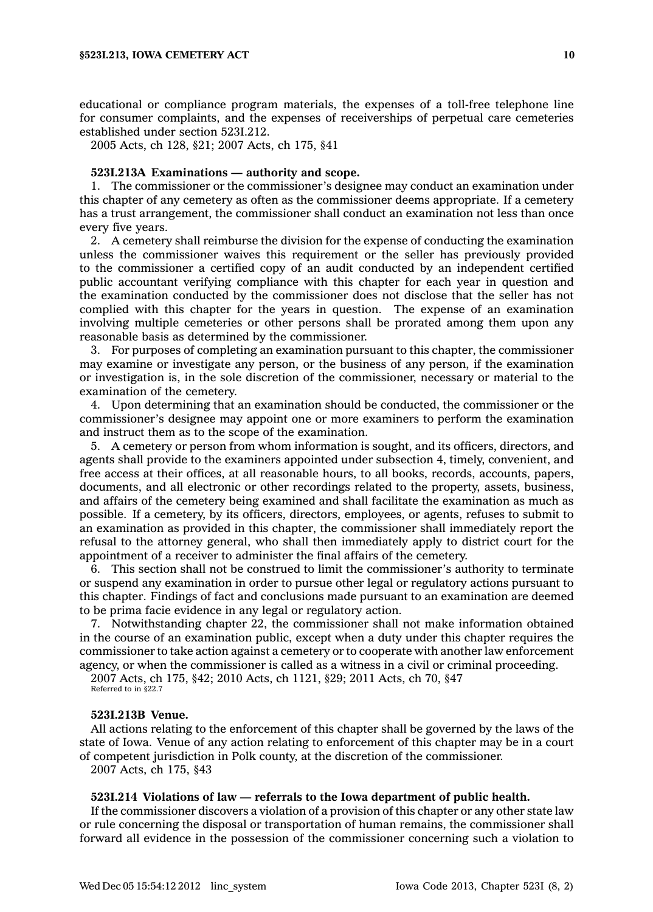educational or compliance program materials, the expenses of a toll-free telephone line for consumer complaints, and the expenses of receiverships of perpetual care cemeteries established under section 523I.212.

2005 Acts, ch 128, §21; 2007 Acts, ch 175, §41

**523I.213A Examinations — authority and scope.**

1. The commissioner or the commissioner's designee may conduct an examination under this chapter of any cemetery as often as the commissioner deems appropriate. If a cemetery has a trust arrangement, the commissioner shall conduct an examination not less than once every five years.

2. A cemetery shall reimburse the division for the expense of conducting the examination unless the commissioner waives this requirement or the seller has previously provided to the commissioner a certified copy of an audit conducted by an independent certified public accountant verifying compliance with this chapter for each year in question and the examination conducted by the commissioner does not disclose that the seller has not complied with this chapter for the years in question. The expense of an examination involving multiple cemeteries or other persons shall be prorated among them upon any reasonable basis as determined by the commissioner.

3. For purposes of completing an examination pursuant to this chapter, the commissioner may examine or investigate any person, or the business of any person, if the examination or investigation is, in the sole discretion of the commissioner, necessary or material to the examination of the cemetery.

4. Upon determining that an examination should be conducted, the commissioner or the commissioner's designee may appoint one or more examiners to perform the examination and instruct them as to the scope of the examination.

5. A cemetery or person from whom information is sought, and its officers, directors, and agents shall provide to the examiners appointed under subsection 4, timely, convenient, and free access at their offices, at all reasonable hours, to all books, records, accounts, papers, documents, and all electronic or other recordings related to the property, assets, business, and affairs of the cemetery being examined and shall facilitate the examination as much as possible. If a cemetery, by its officers, directors, employees, or agents, refuses to submit to an examination as provided in this chapter, the commissioner shall immediately report the refusal to the attorney general, who shall then immediately apply to district court for the appointment of a receiver to administer the final affairs of the cemetery.

6. This section shall not be construed to limit the commissioner's authority to terminate or suspend any examination in order to pursue other legal or regulatory actions pursuant to this chapter. Findings of fact and conclusions made pursuant to an examination are deemed to be prima facie evidence in any legal or regulatory action.

7. Notwithstanding chapter 22, the commissioner shall not make information obtained in the course of an examination public, except when a duty under this chapter requires the commissioner to take action against a cemetery or to cooperate with another law enforcement agency, or when the commissioner is called as a witness in a civil or criminal proceeding.

2007 Acts, ch 175, §42; 2010 Acts, ch 1121, §29; 2011 Acts, ch 70, §47

Referred to in §22.7

**523I.213B Venue.**

All actions relating to the enforcement of this chapter shall be governed by the laws of the state of Iowa. Venue of any action relating to enforcement of this chapter may be in a court of competent jurisdiction in Polk county, at the discretion of the commissioner.

2007 Acts, ch 175, §43

**523I.214 Violations of law — referrals to the Iowa department of public health.**

If the commissioner discovers a violation of a provision of this chapter or any other state law or rule concerning the disposal or transportation of human remains, the commissioner shall forward all evidence in the possession of the commissioner concerning such a violation to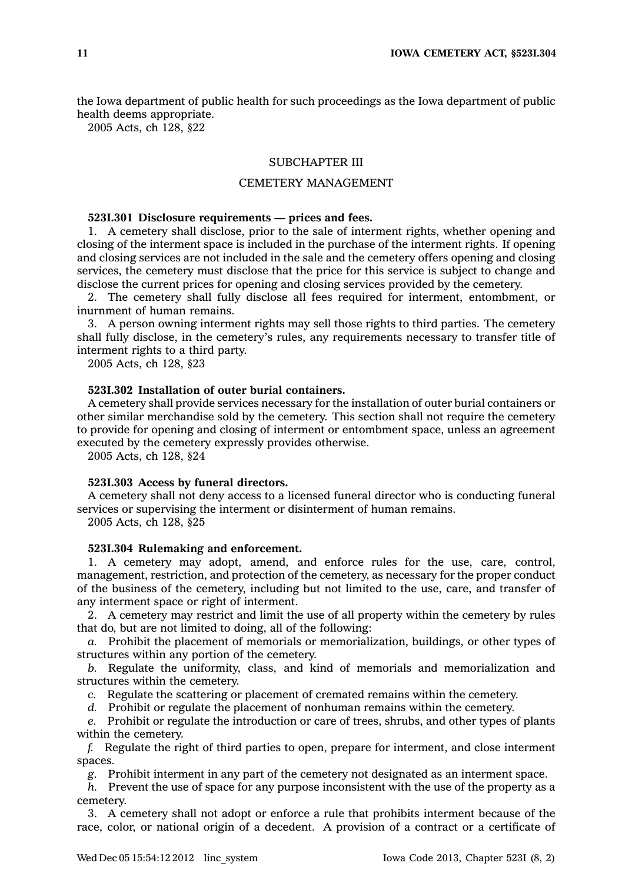the Iowa department of public health for such proceedings as the Iowa department of public health deems appropriate.

2005 Acts, ch 128, §22

## SUBCHAPTER III

## CEMETERY MANAGEMENT

**523I.301 Disclosure requirements — prices and fees.**

1. A cemetery shall disclose, prior to the sale of interment rights, whether opening and closing of the interment space is included in the purchase of the interment rights. If opening and closing services are not included in the sale and the cemetery offers opening and closing services, the cemetery must disclose that the price for this service is subject to change and disclose the current prices for opening and closing services provided by the cemetery.

2. The cemetery shall fully disclose all fees required for interment, entombment, or inurnment of human remains.

3. A person owning interment rights may sell those rights to third parties. The cemetery shall fully disclose, in the cemetery's rules, any requirements necessary to transfer title of interment rights to a third party.

2005 Acts, ch 128, §23

**523I.302 Installation of outer burial containers.**

A cemetery shall provide services necessary for the installation of outer burial containers or other similar merchandise sold by the cemetery. This section shall not require the cemetery to provide for opening and closing of interment or entombment space, unless an agreement executed by the cemetery expressly provides otherwise.

2005 Acts, ch 128, §24

**523I.303 Access by funeral directors.**

A cemetery shall not deny access to a licensed funeral director who is conducting funeral services or supervising the interment or disinterment of human remains.

2005 Acts, ch 128, §25

**523I.304 Rulemaking and enforcement.**

1. A cemetery may adopt, amend, and enforce rules for the use, care, control, management, restriction, and protection of the cemetery, as necessary for the proper conduct of the business of the cemetery, including but not limited to the use, care, and transfer of any interment space or right of interment.

2. A cemetery may restrict and limit the use of all property within the cemetery by rules that do, but are not limited to doing, all of the following:

*a.* Prohibit the placement of memorials or memorialization, buildings, or other types of structures within any portion of the cemetery.

*b.* Regulate the uniformity, class, and kind of memorials and memorialization and structures within the cemetery.

*c.* Regulate the scattering or placement of cremated remains within the cemetery.

*d.* Prohibit or regulate the placement of nonhuman remains within the cemetery.

*e.* Prohibit or regulate the introduction or care of trees, shrubs, and other types of plants within the cemetery.

*f.* Regulate the right of third parties to open, prepare for interment, and close interment spaces.

*g.* Prohibit interment in any part of the cemetery not designated as an interment space.

*h.* Prevent the use of space for any purpose inconsistent with the use of the property as a cemetery.

3. A cemetery shall not adopt or enforce a rule that prohibits interment because of the race, color, or national origin of a decedent. A provision of a contract or a certificate of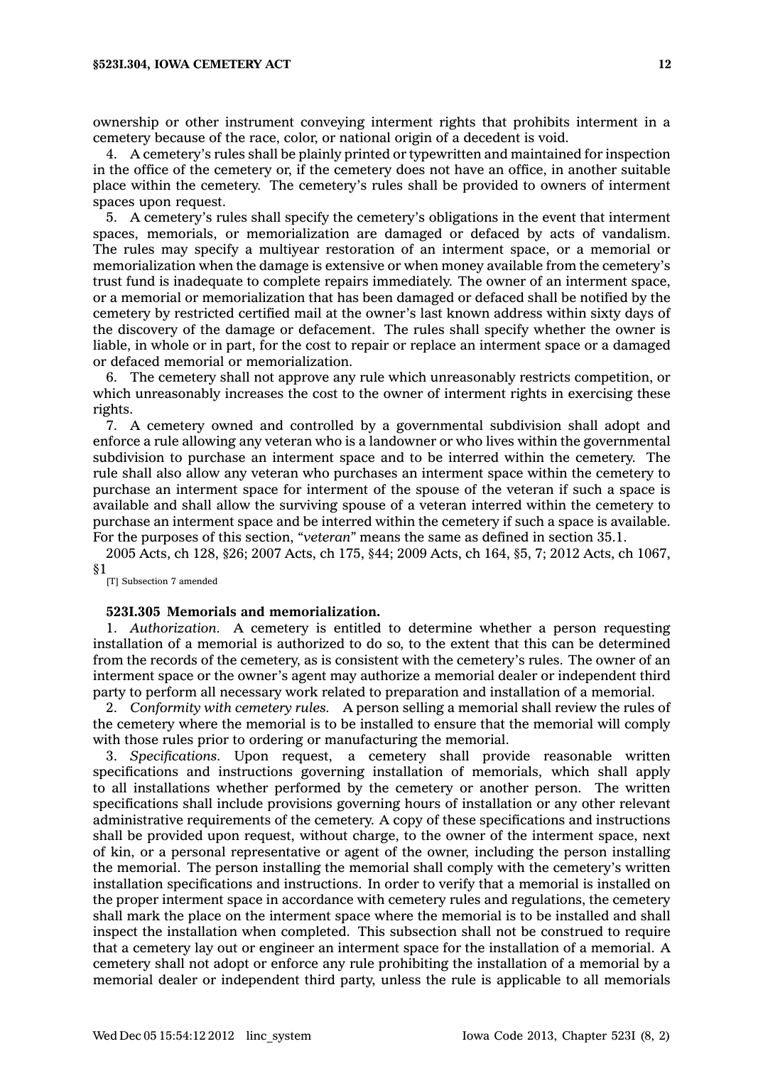ownership or other instrument conveying interment rights that prohibits interment in a cemetery because of the race, color, or national origin of a decedent is void.

4. A cemetery's rules shall be plainly printed or typewritten and maintained for inspection in the office of the cemetery or, if the cemetery does not have an office, in another suitable place within the cemetery. The cemetery's rules shall be provided to owners of interment spaces upon request.

5. A cemetery's rules shall specify the cemetery's obligations in the event that interment spaces, memorials, or memorialization are damaged or defaced by acts of vandalism. The rules may specify a multiyear restoration of an interment space, or a memorial or memorialization when the damage is extensive or when money available from the cemetery's trust fund is inadequate to complete repairs immediately. The owner of an interment space, or a memorial or memorialization that has been damaged or defaced shall be notified by the cemetery by restricted certified mail at the owner's last known address within sixty days of the discovery of the damage or defacement. The rules shall specify whether the owner is liable, in whole or in part, for the cost to repair or replace an interment space or a damaged or defaced memorial or memorialization.

6. The cemetery shall not approve any rule which unreasonably restricts competition, or which unreasonably increases the cost to the owner of interment rights in exercising these rights.

7. A cemetery owned and controlled by a governmental subdivision shall adopt and enforce a rule allowing any veteran who is a landowner or who lives within the governmental subdivision to purchase an interment space and to be interred within the cemetery. The rule shall also allow any veteran who purchases an interment space within the cemetery to purchase an interment space for interment of the spouse of the veteran if such a space is available and shall allow the surviving spouse of a veteran interred within the cemetery to purchase an interment space and be interred within the cemetery if such a space is available. For the purposes of this section, *"veteran"* means the same as defined in section 35.1.

2005 Acts, ch 128, §26; 2007 Acts, ch 175, §44; 2009 Acts, ch 164, §5, 7; 2012 Acts, ch 1067, §1

[T] Subsection 7 amended

**523I.305 Memorials and memorialization.**

1. *Authorization.* A cemetery is entitled to determine whether a person requesting installation of a memorial is authorized to do so, to the extent that this can be determined from the records of the cemetery, as is consistent with the cemetery's rules. The owner of an interment space or the owner's agent may authorize a memorial dealer or independent third party to perform all necessary work related to preparation and installation of a memorial.

2. *Conformity with cemetery rules.* A person selling a memorial shall review the rules of the cemetery where the memorial is to be installed to ensure that the memorial will comply with those rules prior to ordering or manufacturing the memorial.

3. *Specifications.* Upon request, a cemetery shall provide reasonable written specifications and instructions governing installation of memorials, which shall apply to all installations whether performed by the cemetery or another person. The written specifications shall include provisions governing hours of installation or any other relevant administrative requirements of the cemetery. A copy of these specifications and instructions shall be provided upon request, without charge, to the owner of the interment space, next of kin, or a personal representative or agent of the owner, including the person installing the memorial. The person installing the memorial shall comply with the cemetery's written installation specifications and instructions. In order to verify that a memorial is installed on the proper interment space in accordance with cemetery rules and regulations, the cemetery shall mark the place on the interment space where the memorial is to be installed and shall inspect the installation when completed. This subsection shall not be construed to require that a cemetery lay out or engineer an interment space for the installation of a memorial. A cemetery shall not adopt or enforce any rule prohibiting the installation of a memorial by a memorial dealer or independent third party, unless the rule is applicable to all memorials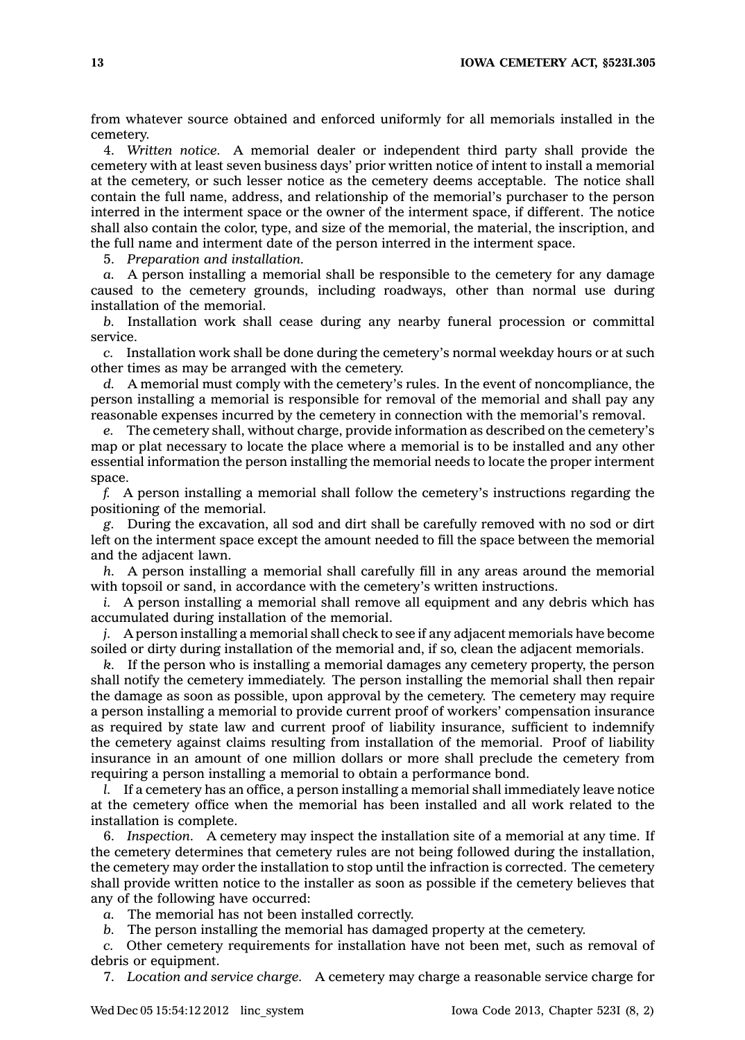from whatever source obtained and enforced uniformly for all memorials installed in the cemetery.

4. *Written notice.* A memorial dealer or independent third party shall provide the cemetery with at least seven business days' prior written notice of intent to install a memorial at the cemetery, or such lesser notice as the cemetery deems acceptable. The notice shall contain the full name, address, and relationship of the memorial's purchaser to the person interred in the interment space or the owner of the interment space, if different. The notice shall also contain the color, type, and size of the memorial, the material, the inscription, and the full name and interment date of the person interred in the interment space.

5. *Preparation and installation.*

*a.* A person installing a memorial shall be responsible to the cemetery for any damage caused to the cemetery grounds, including roadways, other than normal use during installation of the memorial.

*b.* Installation work shall cease during any nearby funeral procession or committal service.

*c.* Installation work shall be done during the cemetery's normal weekday hours or at such other times as may be arranged with the cemetery.

*d.* A memorial must comply with the cemetery's rules. In the event of noncompliance, the person installing a memorial is responsible for removal of the memorial and shall pay any reasonable expenses incurred by the cemetery in connection with the memorial's removal.

*e.* The cemetery shall, without charge, provide information as described on the cemetery's map or plat necessary to locate the place where a memorial is to be installed and any other essential information the person installing the memorial needs to locate the proper interment space.

*f.* A person installing a memorial shall follow the cemetery's instructions regarding the positioning of the memorial.

*g.* During the excavation, all sod and dirt shall be carefully removed with no sod or dirt left on the interment space except the amount needed to fill the space between the memorial and the adjacent lawn.

*h.* A person installing a memorial shall carefully fill in any areas around the memorial with topsoil or sand, in accordance with the cemetery's written instructions.

*i.* A person installing a memorial shall remove all equipment and any debris which has accumulated during installation of the memorial.

*j.* A person installing a memorial shall check to see if any adjacent memorials have become soiled or dirty during installation of the memorial and, if so, clean the adjacent memorials.

*k.* If the person who is installing a memorial damages any cemetery property, the person shall notify the cemetery immediately. The person installing the memorial shall then repair the damage as soon as possible, upon approval by the cemetery. The cemetery may require a person installing a memorial to provide current proof of workers' compensation insurance as required by state law and current proof of liability insurance, sufficient to indemnify the cemetery against claims resulting from installation of the memorial. Proof of liability insurance in an amount of one million dollars or more shall preclude the cemetery from requiring a person installing a memorial to obtain a performance bond.

*l.* If a cemetery has an office, a person installing a memorial shall immediately leave notice at the cemetery office when the memorial has been installed and all work related to the installation is complete.

6. *Inspection.* A cemetery may inspect the installation site of a memorial at any time. If the cemetery determines that cemetery rules are not being followed during the installation, the cemetery may order the installation to stop until the infraction is corrected. The cemetery shall provide written notice to the installer as soon as possible if the cemetery believes that any of the following have occurred:

*a.* The memorial has not been installed correctly.

*b.* The person installing the memorial has damaged property at the cemetery.

*c.* Other cemetery requirements for installation have not been met, such as removal of debris or equipment.

7. *Location and service charge.* A cemetery may charge a reasonable service charge for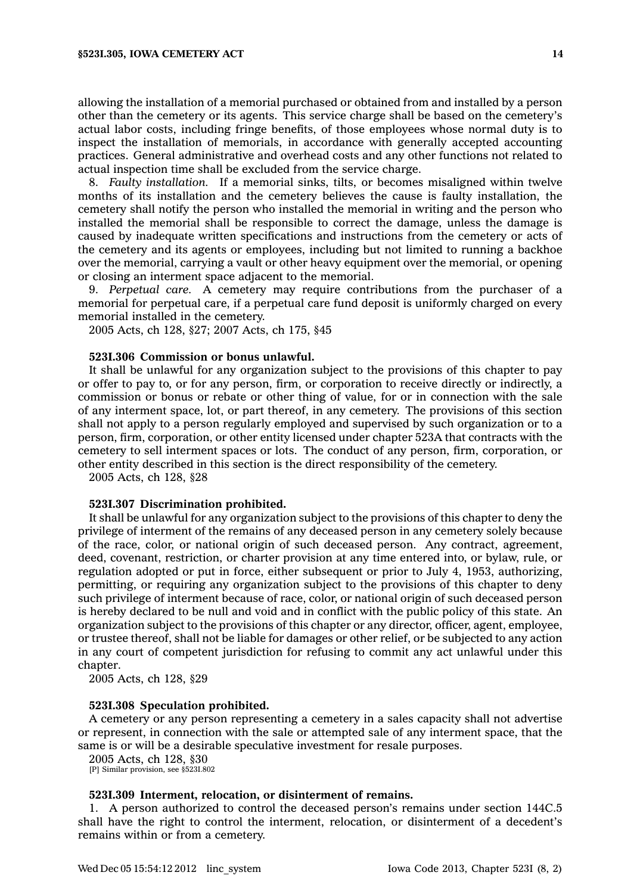allowing the installation of a memorial purchased or obtained from and installed by a person other than the cemetery or its agents. This service charge shall be based on the cemetery's actual labor costs, including fringe benefits, of those employees whose normal duty is to inspect the installation of memorials, in accordance with generally accepted accounting practices. General administrative and overhead costs and any other functions not related to actual inspection time shall be excluded from the service charge.

8. *Faulty installation.* If a memorial sinks, tilts, or becomes misaligned within twelve months of its installation and the cemetery believes the cause is faulty installation, the cemetery shall notify the person who installed the memorial in writing and the person who installed the memorial shall be responsible to correct the damage, unless the damage is caused by inadequate written specifications and instructions from the cemetery or acts of the cemetery and its agents or employees, including but not limited to running a backhoe over the memorial, carrying a vault or other heavy equipment over the memorial, or opening or closing an interment space adjacent to the memorial.

9. *Perpetual care.* A cemetery may require contributions from the purchaser of a memorial for perpetual care, if a perpetual care fund deposit is uniformly charged on every memorial installed in the cemetery.

2005 Acts, ch 128, §27; 2007 Acts, ch 175, §45

**523I.306 Commission or bonus unlawful.**

It shall be unlawful for any organization subject to the provisions of this chapter to pay or offer to pay to, or for any person, firm, or corporation to receive directly or indirectly, a commission or bonus or rebate or other thing of value, for or in connection with the sale of any interment space, lot, or part thereof, in any cemetery. The provisions of this section shall not apply to a person regularly employed and supervised by such organization or to a person, firm, corporation, or other entity licensed under chapter 523A that contracts with the cemetery to sell interment spaces or lots. The conduct of any person, firm, corporation, or other entity described in this section is the direct responsibility of the cemetery.

2005 Acts, ch 128, §28

**523I.307 Discrimination prohibited.**

It shall be unlawful for any organization subject to the provisions of this chapter to deny the privilege of interment of the remains of any deceased person in any cemetery solely because of the race, color, or national origin of such deceased person. Any contract, agreement, deed, covenant, restriction, or charter provision at any time entered into, or bylaw, rule, or regulation adopted or put in force, either subsequent or prior to July 4, 1953, authorizing, permitting, or requiring any organization subject to the provisions of this chapter to deny such privilege of interment because of race, color, or national origin of such deceased person is hereby declared to be null and void and in conflict with the public policy of this state. An organization subject to the provisions of this chapter or any director, officer, agent, employee, or trustee thereof, shall not be liable for damages or other relief, or be subjected to any action in any court of competent jurisdiction for refusing to commit any act unlawful under this chapter.

2005 Acts, ch 128, §29

**523I.308 Speculation prohibited.**

A cemetery or any person representing a cemetery in a sales capacity shall not advertise or represent, in connection with the sale or attempted sale of any interment space, that the same is or will be a desirable speculative investment for resale purposes.

2005 Acts, ch 128, §30
[P] Similar provision, see §523I.802

**523I.309 Interment, relocation, or disinterment of remains.**

1. A person authorized to control the deceased person's remains under section 144C.5 shall have the right to control the interment, relocation, or disinterment of a decedent's remains within or from a cemetery.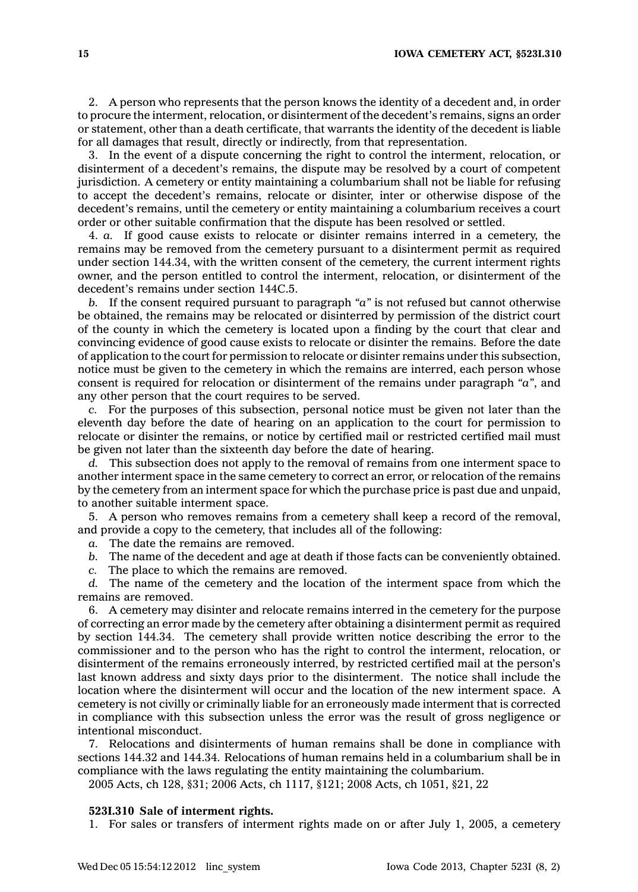2. A person who represents that the person knows the identity of a decedent and, in order to procure the interment, relocation, or disinterment of the decedent's remains, signs an order or statement, other than a death certificate, that warrants the identity of the decedent is liable for all damages that result, directly or indirectly, from that representation.

3. In the event of a dispute concerning the right to control the interment, relocation, or disinterment of a decedent's remains, the dispute may be resolved by a court of competent jurisdiction. A cemetery or entity maintaining a columbarium shall not be liable for refusing to accept the decedent's remains, relocate or disinter, inter or otherwise dispose of the decedent's remains, until the cemetery or entity maintaining a columbarium receives a court order or other suitable confirmation that the dispute has been resolved or settled.

4. *a.* If good cause exists to relocate or disinter remains interred in a cemetery, the remains may be removed from the cemetery pursuant to a disinterment permit as required under section 144.34, with the written consent of the cemetery, the current interment rights owner, and the person entitled to control the interment, relocation, or disinterment of the decedent's remains under section 144C.5.

*b.* If the consent required pursuant to paragraph *"a"* is not refused but cannot otherwise be obtained, the remains may be relocated or disinterred by permission of the district court of the county in which the cemetery is located upon a finding by the court that clear and convincing evidence of good cause exists to relocate or disinter the remains. Before the date of application to the court for permission to relocate or disinter remains under this subsection, notice must be given to the cemetery in which the remains are interred, each person whose consent is required for relocation or disinterment of the remains under paragraph *"a"*, and any other person that the court requires to be served.

*c.* For the purposes of this subsection, personal notice must be given not later than the eleventh day before the date of hearing on an application to the court for permission to relocate or disinter the remains, or notice by certified mail or restricted certified mail must be given not later than the sixteenth day before the date of hearing.

*d.* This subsection does not apply to the removal of remains from one interment space to another interment space in the same cemetery to correct an error, or relocation of the remains by the cemetery from an interment space for which the purchase price is past due and unpaid, to another suitable interment space.

5. A person who removes remains from a cemetery shall keep a record of the removal, and provide a copy to the cemetery, that includes all of the following:

*a.* The date the remains are removed.

*b.* The name of the decedent and age at death if those facts can be conveniently obtained.

*c.* The place to which the remains are removed.

*d.* The name of the cemetery and the location of the interment space from which the remains are removed.

6. A cemetery may disinter and relocate remains interred in the cemetery for the purpose of correcting an error made by the cemetery after obtaining a disinterment permit as required by section 144.34. The cemetery shall provide written notice describing the error to the commissioner and to the person who has the right to control the interment, relocation, or disinterment of the remains erroneously interred, by restricted certified mail at the person's last known address and sixty days prior to the disinterment. The notice shall include the location where the disinterment will occur and the location of the new interment space. A cemetery is not civilly or criminally liable for an erroneously made interment that is corrected in compliance with this subsection unless the error was the result of gross negligence or intentional misconduct.

7. Relocations and disinterments of human remains shall be done in compliance with sections 144.32 and 144.34. Relocations of human remains held in a columbarium shall be in compliance with the laws regulating the entity maintaining the columbarium.

2005 Acts, ch 128, §31; 2006 Acts, ch 1117, §121; 2008 Acts, ch 1051, §21, 22

**523I.310 Sale of interment rights.**

1. For sales or transfers of interment rights made on or after July 1, 2005, a cemetery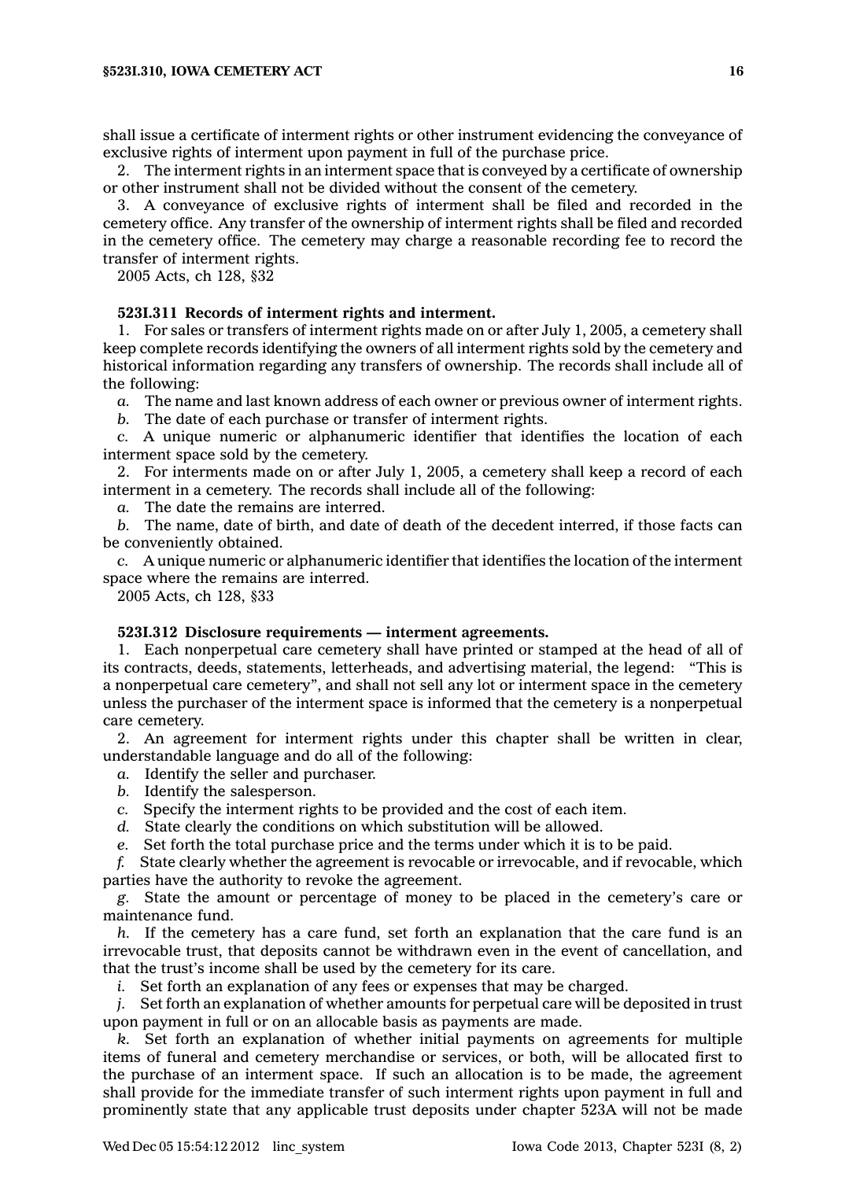shall issue a certificate of interment rights or other instrument evidencing the conveyance of exclusive rights of interment upon payment in full of the purchase price.

2. The interment rights in an interment space that is conveyed by a certificate of ownership or other instrument shall not be divided without the consent of the cemetery.

3. A conveyance of exclusive rights of interment shall be filed and recorded in the cemetery office. Any transfer of the ownership of interment rights shall be filed and recorded in the cemetery office. The cemetery may charge a reasonable recording fee to record the transfer of interment rights.

2005 Acts, ch 128, §32

**523I.311 Records of interment rights and interment.**

1. For sales or transfers of interment rights made on or after July 1, 2005, a cemetery shall keep complete records identifying the owners of all interment rights sold by the cemetery and historical information regarding any transfers of ownership. The records shall include all of the following:

*a.* The name and last known address of each owner or previous owner of interment rights.

*b.* The date of each purchase or transfer of interment rights.

*c.* A unique numeric or alphanumeric identifier that identifies the location of each interment space sold by the cemetery.

2. For interments made on or after July 1, 2005, a cemetery shall keep a record of each interment in a cemetery. The records shall include all of the following:

*a.* The date the remains are interred.

*b.* The name, date of birth, and date of death of the decedent interred, if those facts can be conveniently obtained.

*c.* A unique numeric or alphanumeric identifier that identifies the location of the interment space where the remains are interred.

2005 Acts, ch 128, §33

**523I.312 Disclosure requirements — interment agreements.**

1. Each nonperpetual care cemetery shall have printed or stamped at the head of all of its contracts, deeds, statements, letterheads, and advertising material, the legend: "This is a nonperpetual care cemetery", and shall not sell any lot or interment space in the cemetery unless the purchaser of the interment space is informed that the cemetery is a nonperpetual care cemetery.

2. An agreement for interment rights under this chapter shall be written in clear, understandable language and do all of the following:

*a.* Identify the seller and purchaser.

*b.* Identify the salesperson.

*c.* Specify the interment rights to be provided and the cost of each item.

*d.* State clearly the conditions on which substitution will be allowed.

*e.* Set forth the total purchase price and the terms under which it is to be paid.

*f.* State clearly whether the agreement is revocable or irrevocable, and if revocable, which parties have the authority to revoke the agreement.

*g.* State the amount or percentage of money to be placed in the cemetery's care or maintenance fund.

*h.* If the cemetery has a care fund, set forth an explanation that the care fund is an irrevocable trust, that deposits cannot be withdrawn even in the event of cancellation, and that the trust's income shall be used by the cemetery for its care.

*i.* Set forth an explanation of any fees or expenses that may be charged.

*j.* Set forth an explanation of whether amounts for perpetual care will be deposited in trust upon payment in full or on an allocable basis as payments are made.

*k.* Set forth an explanation of whether initial payments on agreements for multiple items of funeral and cemetery merchandise or services, or both, will be allocated first to the purchase of an interment space. If such an allocation is to be made, the agreement shall provide for the immediate transfer of such interment rights upon payment in full and prominently state that any applicable trust deposits under chapter 523A will not be made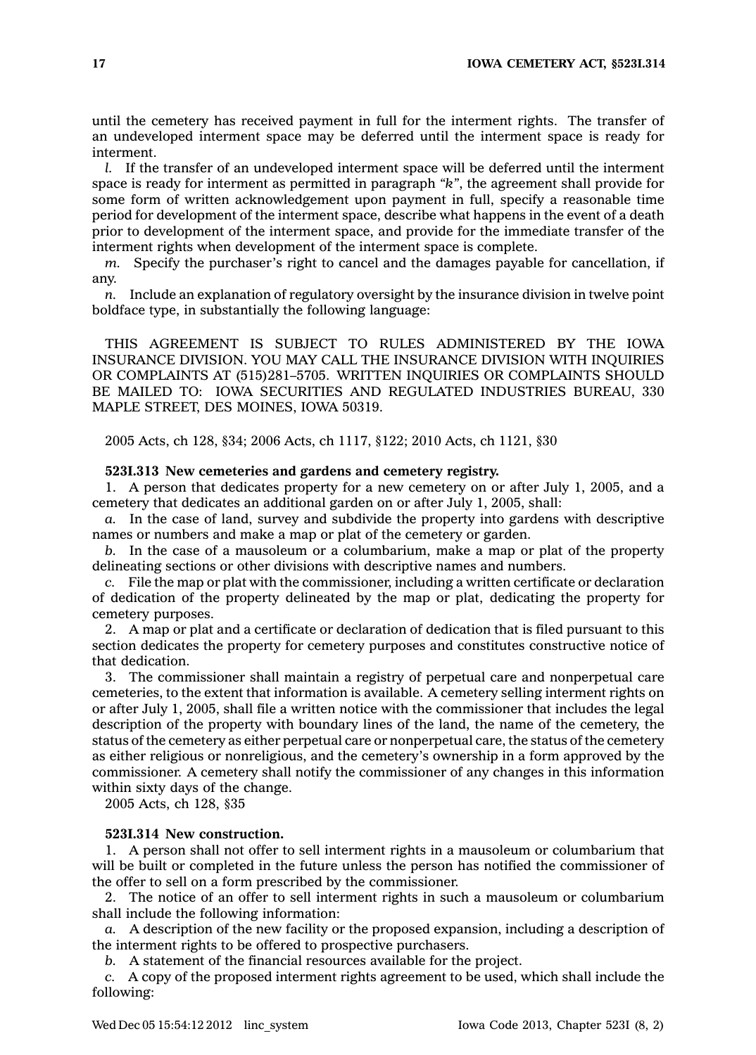until the cemetery has received payment in full for the interment rights. The transfer of an undeveloped interment space may be deferred until the interment space is ready for interment.

*l.* If the transfer of an undeveloped interment space will be deferred until the interment space is ready for interment as permitted in paragraph *"k"*, the agreement shall provide for some form of written acknowledgement upon payment in full, specify a reasonable time period for development of the interment space, describe what happens in the event of a death prior to development of the interment space, and provide for the immediate transfer of the interment rights when development of the interment space is complete.

*m.* Specify the purchaser's right to cancel and the damages payable for cancellation, if any.

*n.* Include an explanation of regulatory oversight by the insurance division in twelve point boldface type, in substantially the following language:

THIS AGREEMENT IS SUBJECT TO RULES ADMINISTERED BY THE IOWA INSURANCE DIVISION. YOU MAY CALL THE INSURANCE DIVISION WITH INQUIRIES OR COMPLAINTS AT (515)281–5705. WRITTEN INQUIRIES OR COMPLAINTS SHOULD BE MAILED TO: IOWA SECURITIES AND REGULATED INDUSTRIES BUREAU, 330 MAPLE STREET, DES MOINES, IOWA 50319.

2005 Acts, ch 128, §34; 2006 Acts, ch 1117, §122; 2010 Acts, ch 1121, §30

**523I.313 New cemeteries and gardens and cemetery registry.**

1. A person that dedicates property for a new cemetery on or after July 1, 2005, and a cemetery that dedicates an additional garden on or after July 1, 2005, shall:

*a.* In the case of land, survey and subdivide the property into gardens with descriptive names or numbers and make a map or plat of the cemetery or garden.

*b.* In the case of a mausoleum or a columbarium, make a map or plat of the property delineating sections or other divisions with descriptive names and numbers.

*c.* File the map or plat with the commissioner, including a written certificate or declaration of dedication of the property delineated by the map or plat, dedicating the property for cemetery purposes.

2. A map or plat and a certificate or declaration of dedication that is filed pursuant to this section dedicates the property for cemetery purposes and constitutes constructive notice of that dedication.

3. The commissioner shall maintain a registry of perpetual care and nonperpetual care cemeteries, to the extent that information is available. A cemetery selling interment rights on or after July 1, 2005, shall file a written notice with the commissioner that includes the legal description of the property with boundary lines of the land, the name of the cemetery, the status of the cemetery as either perpetual care or nonperpetual care, the status of the cemetery as either religious or nonreligious, and the cemetery's ownership in a form approved by the commissioner. A cemetery shall notify the commissioner of any changes in this information within sixty days of the change.

2005 Acts, ch 128, §35

**523I.314 New construction.**

1. A person shall not offer to sell interment rights in a mausoleum or columbarium that will be built or completed in the future unless the person has notified the commissioner of the offer to sell on a form prescribed by the commissioner.

2. The notice of an offer to sell interment rights in such a mausoleum or columbarium shall include the following information:

*a.* A description of the new facility or the proposed expansion, including a description of the interment rights to be offered to prospective purchasers.

*b.* A statement of the financial resources available for the project.

*c.* A copy of the proposed interment rights agreement to be used, which shall include the following: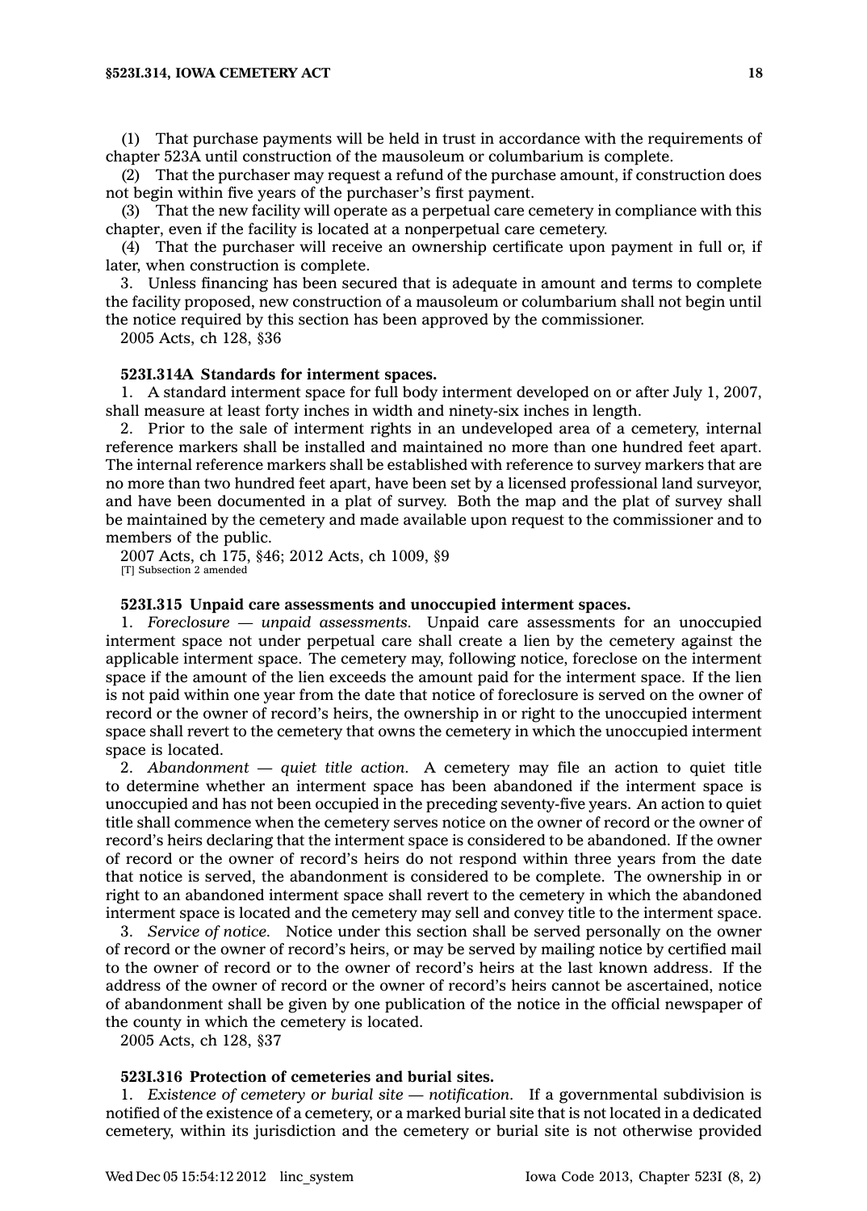(1) That purchase payments will be held in trust in accordance with the requirements of chapter 523A until construction of the mausoleum or columbarium is complete.

(2) That the purchaser may request a refund of the purchase amount, if construction does not begin within five years of the purchaser's first payment.

(3) That the new facility will operate as a perpetual care cemetery in compliance with this chapter, even if the facility is located at a nonperpetual care cemetery.

(4) That the purchaser will receive an ownership certificate upon payment in full or, if later, when construction is complete.

3. Unless financing has been secured that is adequate in amount and terms to complete the facility proposed, new construction of a mausoleum or columbarium shall not begin until the notice required by this section has been approved by the commissioner.

2005 Acts, ch 128, §36

**523I.314A Standards for interment spaces.**

1. A standard interment space for full body interment developed on or after July 1, 2007, shall measure at least forty inches in width and ninety-six inches in length.

2. Prior to the sale of interment rights in an undeveloped area of a cemetery, internal reference markers shall be installed and maintained no more than one hundred feet apart. The internal reference markers shall be established with reference to survey markers that are no more than two hundred feet apart, have been set by a licensed professional land surveyor, and have been documented in a plat of survey. Both the map and the plat of survey shall be maintained by the cemetery and made available upon request to the commissioner and to members of the public.

2007 Acts, ch 175, §46; 2012 Acts, ch 1009, §9
[T] Subsection 2 amended

**523I.315 Unpaid care assessments and unoccupied interment spaces.**

1. *Foreclosure — unpaid assessments.* Unpaid care assessments for an unoccupied interment space not under perpetual care shall create a lien by the cemetery against the applicable interment space. The cemetery may, following notice, foreclose on the interment space if the amount of the lien exceeds the amount paid for the interment space. If the lien is not paid within one year from the date that notice of foreclosure is served on the owner of record or the owner of record's heirs, the ownership in or right to the unoccupied interment space shall revert to the cemetery that owns the cemetery in which the unoccupied interment space is located.

2. *Abandonment — quiet title action.* A cemetery may file an action to quiet title to determine whether an interment space has been abandoned if the interment space is unoccupied and has not been occupied in the preceding seventy-five years. An action to quiet title shall commence when the cemetery serves notice on the owner of record or the owner of record's heirs declaring that the interment space is considered to be abandoned. If the owner of record or the owner of record's heirs do not respond within three years from the date that notice is served, the abandonment is considered to be complete. The ownership in or right to an abandoned interment space shall revert to the cemetery in which the abandoned interment space is located and the cemetery may sell and convey title to the interment space.

3. *Service of notice.* Notice under this section shall be served personally on the owner of record or the owner of record's heirs, or may be served by mailing notice by certified mail to the owner of record or to the owner of record's heirs at the last known address. If the address of the owner of record or the owner of record's heirs cannot be ascertained, notice of abandonment shall be given by one publication of the notice in the official newspaper of the county in which the cemetery is located.

2005 Acts, ch 128, §37

**523I.316 Protection of cemeteries and burial sites.**

1. *Existence of cemetery or burial site — notification.* If a governmental subdivision is notified of the existence of a cemetery, or a marked burial site that is not located in a dedicated cemetery, within its jurisdiction and the cemetery or burial site is not otherwise provided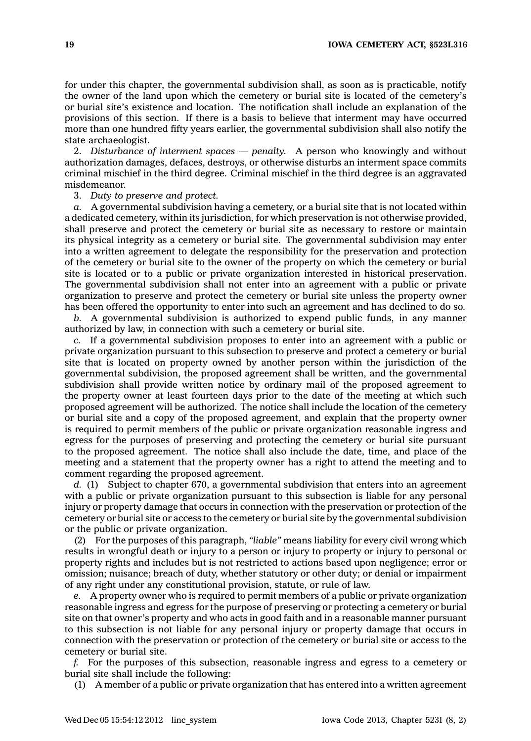for under this chapter, the governmental subdivision shall, as soon as is practicable, notify the owner of the land upon which the cemetery or burial site is located of the cemetery's or burial site's existence and location. The notification shall include an explanation of the provisions of this section. If there is a basis to believe that interment may have occurred more than one hundred fifty years earlier, the governmental subdivision shall also notify the state archaeologist.

2. *Disturbance of interment spaces — penalty.* A person who knowingly and without authorization damages, defaces, destroys, or otherwise disturbs an interment space commits criminal mischief in the third degree. Criminal mischief in the third degree is an aggravated misdemeanor.

3. *Duty to preserve and protect.*

*a.* A governmental subdivision having a cemetery, or a burial site that is not located within a dedicated cemetery, within its jurisdiction, for which preservation is not otherwise provided, shall preserve and protect the cemetery or burial site as necessary to restore or maintain its physical integrity as a cemetery or burial site. The governmental subdivision may enter into a written agreement to delegate the responsibility for the preservation and protection of the cemetery or burial site to the owner of the property on which the cemetery or burial site is located or to a public or private organization interested in historical preservation. The governmental subdivision shall not enter into an agreement with a public or private organization to preserve and protect the cemetery or burial site unless the property owner has been offered the opportunity to enter into such an agreement and has declined to do so.

*b.* A governmental subdivision is authorized to expend public funds, in any manner authorized by law, in connection with such a cemetery or burial site.

*c.* If a governmental subdivision proposes to enter into an agreement with a public or private organization pursuant to this subsection to preserve and protect a cemetery or burial site that is located on property owned by another person within the jurisdiction of the governmental subdivision, the proposed agreement shall be written, and the governmental subdivision shall provide written notice by ordinary mail of the proposed agreement to the property owner at least fourteen days prior to the date of the meeting at which such proposed agreement will be authorized. The notice shall include the location of the cemetery or burial site and a copy of the proposed agreement, and explain that the property owner is required to permit members of the public or private organization reasonable ingress and egress for the purposes of preserving and protecting the cemetery or burial site pursuant to the proposed agreement. The notice shall also include the date, time, and place of the meeting and a statement that the property owner has a right to attend the meeting and to comment regarding the proposed agreement.

*d.* (1) Subject to chapter 670, a governmental subdivision that enters into an agreement with a public or private organization pursuant to this subsection is liable for any personal injury or property damage that occurs in connection with the preservation or protection of the cemetery or burial site or access to the cemetery or burial site by the governmental subdivision or the public or private organization.

(2) For the purposes of this paragraph, *"liable"* means liability for every civil wrong which results in wrongful death or injury to a person or injury to property or injury to personal or property rights and includes but is not restricted to actions based upon negligence; error or omission; nuisance; breach of duty, whether statutory or other duty; or denial or impairment of any right under any constitutional provision, statute, or rule of law.

*e.* A property owner who is required to permit members of a public or private organization reasonable ingress and egress for the purpose of preserving or protecting a cemetery or burial site on that owner's property and who acts in good faith and in a reasonable manner pursuant to this subsection is not liable for any personal injury or property damage that occurs in connection with the preservation or protection of the cemetery or burial site or access to the cemetery or burial site.

*f.* For the purposes of this subsection, reasonable ingress and egress to a cemetery or burial site shall include the following:

(1) A member of a public or private organization that has entered into a written agreement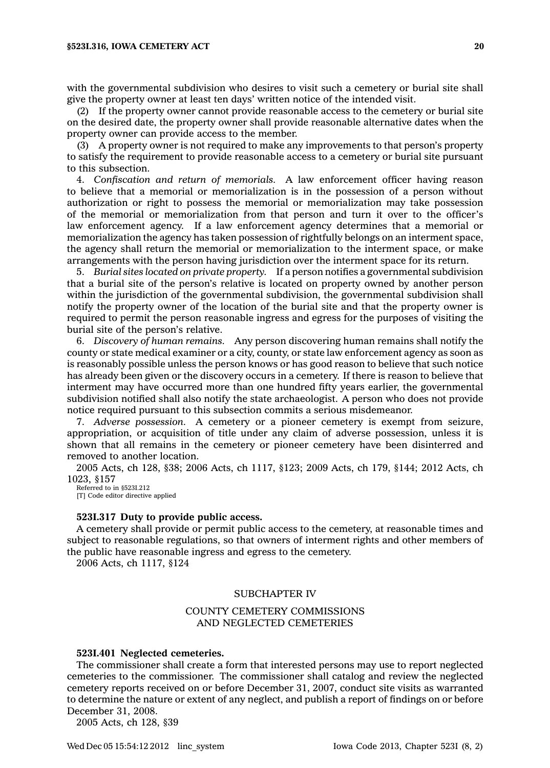with the governmental subdivision who desires to visit such a cemetery or burial site shall give the property owner at least ten days' written notice of the intended visit.

(2) If the property owner cannot provide reasonable access to the cemetery or burial site on the desired date, the property owner shall provide reasonable alternative dates when the property owner can provide access to the member.

(3) A property owner is not required to make any improvements to that person's property to satisfy the requirement to provide reasonable access to a cemetery or burial site pursuant to this subsection.

4. *Confiscation and return of memorials.* A law enforcement officer having reason to believe that a memorial or memorialization is in the possession of a person without authorization or right to possess the memorial or memorialization may take possession of the memorial or memorialization from that person and turn it over to the officer's law enforcement agency. If a law enforcement agency determines that a memorial or memorialization the agency has taken possession of rightfully belongs on an interment space, the agency shall return the memorial or memorialization to the interment space, or make arrangements with the person having jurisdiction over the interment space for its return.

5. *Burial sites located on private property.* If a person notifies a governmental subdivision that a burial site of the person's relative is located on property owned by another person within the jurisdiction of the governmental subdivision, the governmental subdivision shall notify the property owner of the location of the burial site and that the property owner is required to permit the person reasonable ingress and egress for the purposes of visiting the burial site of the person's relative.

6. *Discovery of human remains.* Any person discovering human remains shall notify the county or state medical examiner or a city, county, or state law enforcement agency as soon as is reasonably possible unless the person knows or has good reason to believe that such notice has already been given or the discovery occurs in a cemetery. If there is reason to believe that interment may have occurred more than one hundred fifty years earlier, the governmental subdivision notified shall also notify the state archaeologist. A person who does not provide notice required pursuant to this subsection commits a serious misdemeanor.

7. *Adverse possession.* A cemetery or a pioneer cemetery is exempt from seizure, appropriation, or acquisition of title under any claim of adverse possession, unless it is shown that all remains in the cemetery or pioneer cemetery have been disinterred and removed to another location.

2005 Acts, ch 128, §38; 2006 Acts, ch 1117, §123; 2009 Acts, ch 179, §144; 2012 Acts, ch 1023, §157

Referred to in §523I.212

[T] Code editor directive applied

**523I.317 Duty to provide public access.**

A cemetery shall provide or permit public access to the cemetery, at reasonable times and subject to reasonable regulations, so that owners of interment rights and other members of the public have reasonable ingress and egress to the cemetery.

2006 Acts, ch 1117, §124

## SUBCHAPTER IV

## COUNTY CEMETERY COMMISSIONS AND NEGLECTED CEMETERIES

**523I.401 Neglected cemeteries.**

The commissioner shall create a form that interested persons may use to report neglected cemeteries to the commissioner. The commissioner shall catalog and review the neglected cemetery reports received on or before December 31, 2007, conduct site visits as warranted to determine the nature or extent of any neglect, and publish a report of findings on or before December 31, 2008.

2005 Acts, ch 128, §39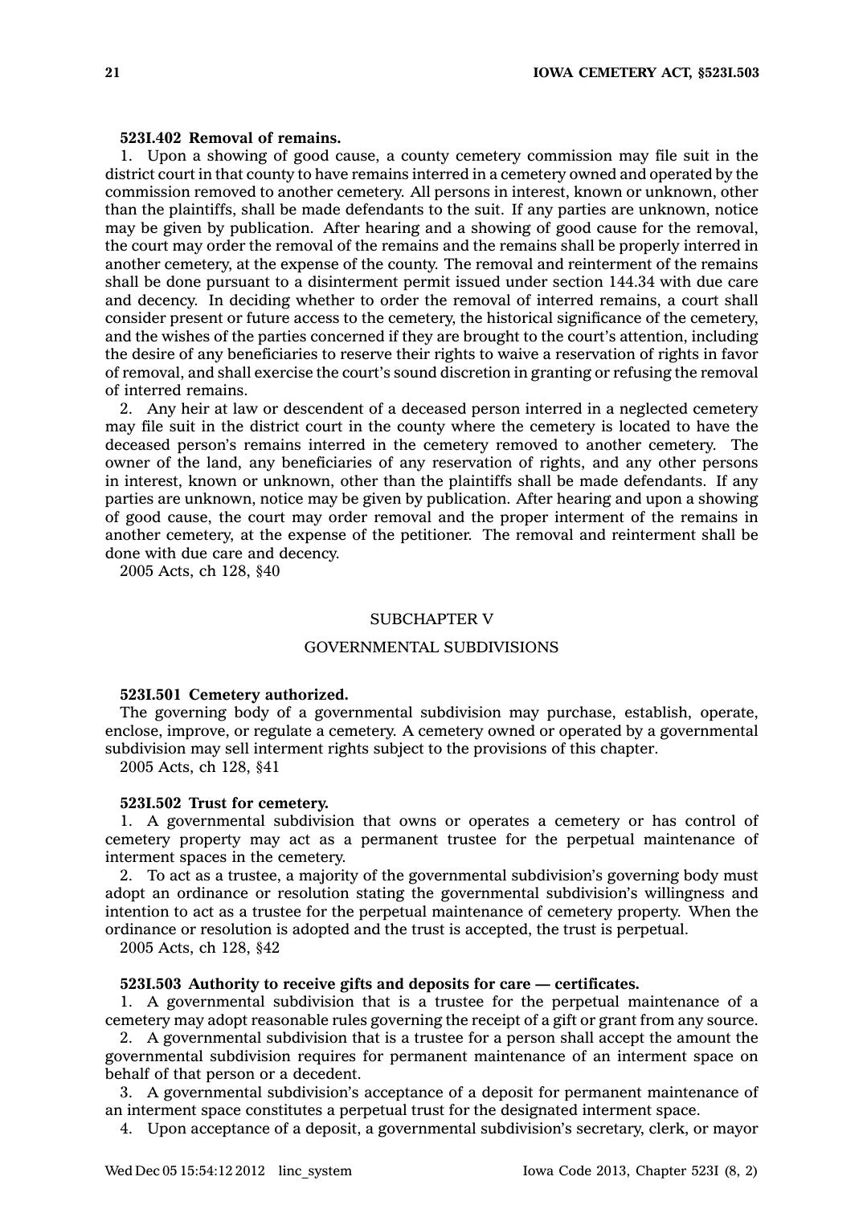**523I.402 Removal of remains.**

1. Upon a showing of good cause, a county cemetery commission may file suit in the district court in that county to have remains interred in a cemetery owned and operated by the commission removed to another cemetery. All persons in interest, known or unknown, other than the plaintiffs, shall be made defendants to the suit. If any parties are unknown, notice may be given by publication. After hearing and a showing of good cause for the removal, the court may order the removal of the remains and the remains shall be properly interred in another cemetery, at the expense of the county. The removal and reinterment of the remains shall be done pursuant to a disinterment permit issued under section 144.34 with due care and decency. In deciding whether to order the removal of interred remains, a court shall consider present or future access to the cemetery, the historical significance of the cemetery, and the wishes of the parties concerned if they are brought to the court's attention, including the desire of any beneficiaries to reserve their rights to waive a reservation of rights in favor of removal, and shall exercise the court's sound discretion in granting or refusing the removal of interred remains.

2. Any heir at law or descendent of a deceased person interred in a neglected cemetery may file suit in the district court in the county where the cemetery is located to have the deceased person's remains interred in the cemetery removed to another cemetery. The owner of the land, any beneficiaries of any reservation of rights, and any other persons in interest, known or unknown, other than the plaintiffs shall be made defendants. If any parties are unknown, notice may be given by publication. After hearing and upon a showing of good cause, the court may order removal and the proper interment of the remains in another cemetery, at the expense of the petitioner. The removal and reinterment shall be done with due care and decency.

2005 Acts, ch 128, §40

## SUBCHAPTER V

## GOVERNMENTAL SUBDIVISIONS

**523I.501 Cemetery authorized.**

The governing body of a governmental subdivision may purchase, establish, operate, enclose, improve, or regulate a cemetery. A cemetery owned or operated by a governmental subdivision may sell interment rights subject to the provisions of this chapter.

2005 Acts, ch 128, §41

**523I.502 Trust for cemetery.**

1. A governmental subdivision that owns or operates a cemetery or has control of cemetery property may act as a permanent trustee for the perpetual maintenance of interment spaces in the cemetery.

2. To act as a trustee, a majority of the governmental subdivision's governing body must adopt an ordinance or resolution stating the governmental subdivision's willingness and intention to act as a trustee for the perpetual maintenance of cemetery property. When the ordinance or resolution is adopted and the trust is accepted, the trust is perpetual.

2005 Acts, ch 128, §42

**523I.503 Authority to receive gifts and deposits for care — certificates.**

1. A governmental subdivision that is a trustee for the perpetual maintenance of a cemetery may adopt reasonable rules governing the receipt of a gift or grant from any source.

2. A governmental subdivision that is a trustee for a person shall accept the amount the governmental subdivision requires for permanent maintenance of an interment space on behalf of that person or a decedent.

3. A governmental subdivision's acceptance of a deposit for permanent maintenance of an interment space constitutes a perpetual trust for the designated interment space.

4. Upon acceptance of a deposit, a governmental subdivision's secretary, clerk, or mayor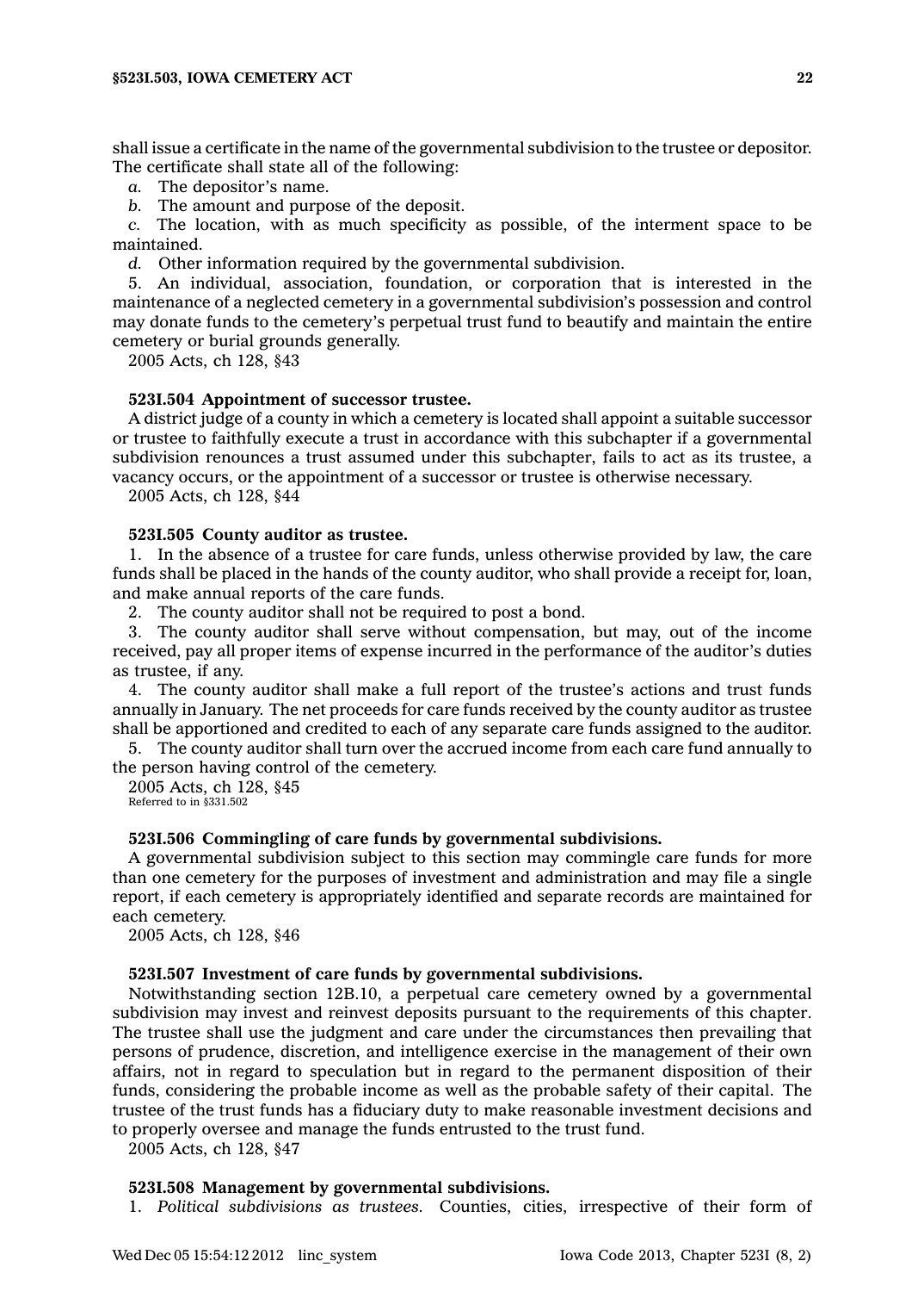shall issue a certificate in the name of the governmental subdivision to the trustee or depositor. The certificate shall state all of the following:

*a.* The depositor's name.

*b.* The amount and purpose of the deposit.

*c.* The location, with as much specificity as possible, of the interment space to be maintained.

*d.* Other information required by the governmental subdivision.

5. An individual, association, foundation, or corporation that is interested in the maintenance of a neglected cemetery in a governmental subdivision's possession and control may donate funds to the cemetery's perpetual trust fund to beautify and maintain the entire cemetery or burial grounds generally.

2005 Acts, ch 128, §43

**523I.504 Appointment of successor trustee.**

A district judge of a county in which a cemetery is located shall appoint a suitable successor or trustee to faithfully execute a trust in accordance with this subchapter if a governmental subdivision renounces a trust assumed under this subchapter, fails to act as its trustee, a vacancy occurs, or the appointment of a successor or trustee is otherwise necessary.

2005 Acts, ch 128, §44

**523I.505 County auditor as trustee.**

1. In the absence of a trustee for care funds, unless otherwise provided by law, the care funds shall be placed in the hands of the county auditor, who shall provide a receipt for, loan, and make annual reports of the care funds.

2. The county auditor shall not be required to post a bond.

3. The county auditor shall serve without compensation, but may, out of the income received, pay all proper items of expense incurred in the performance of the auditor's duties as trustee, if any.

4. The county auditor shall make a full report of the trustee's actions and trust funds annually in January. The net proceeds for care funds received by the county auditor as trustee shall be apportioned and credited to each of any separate care funds assigned to the auditor.

5. The county auditor shall turn over the accrued income from each care fund annually to the person having control of the cemetery.

2005 Acts, ch 128, §45
Referred to in §331.502

**523I.506 Commingling of care funds by governmental subdivisions.**

A governmental subdivision subject to this section may commingle care funds for more than one cemetery for the purposes of investment and administration and may file a single report, if each cemetery is appropriately identified and separate records are maintained for each cemetery.

2005 Acts, ch 128, §46

**523I.507 Investment of care funds by governmental subdivisions.**

Notwithstanding section 12B.10, a perpetual care cemetery owned by a governmental subdivision may invest and reinvest deposits pursuant to the requirements of this chapter. The trustee shall use the judgment and care under the circumstances then prevailing that persons of prudence, discretion, and intelligence exercise in the management of their own affairs, not in regard to speculation but in regard to the permanent disposition of their funds, considering the probable income as well as the probable safety of their capital. The trustee of the trust funds has a fiduciary duty to make reasonable investment decisions and to properly oversee and manage the funds entrusted to the trust fund.

2005 Acts, ch 128, §47

**523I.508 Management by governmental subdivisions.**

1. *Political subdivisions as trustees.* Counties, cities, irrespective of their form of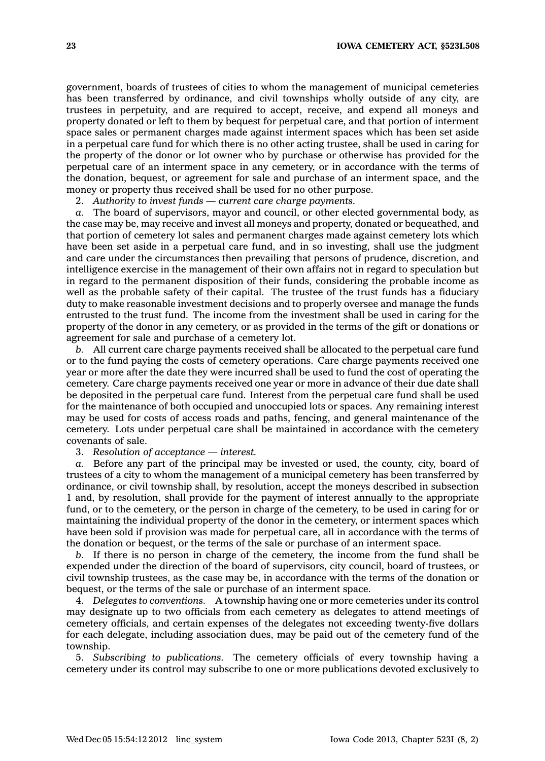government, boards of trustees of cities to whom the management of municipal cemeteries has been transferred by ordinance, and civil townships wholly outside of any city, are trustees in perpetuity, and are required to accept, receive, and expend all moneys and property donated or left to them by bequest for perpetual care, and that portion of interment space sales or permanent charges made against interment spaces which has been set aside in a perpetual care fund for which there is no other acting trustee, shall be used in caring for the property of the donor or lot owner who by purchase or otherwise has provided for the perpetual care of an interment space in any cemetery, or in accordance with the terms of the donation, bequest, or agreement for sale and purchase of an interment space, and the money or property thus received shall be used for no other purpose.

2. *Authority to invest funds — current care charge payments.*

*a.* The board of supervisors, mayor and council, or other elected governmental body, as the case may be, may receive and invest all moneys and property, donated or bequeathed, and that portion of cemetery lot sales and permanent charges made against cemetery lots which have been set aside in a perpetual care fund, and in so investing, shall use the judgment and care under the circumstances then prevailing that persons of prudence, discretion, and intelligence exercise in the management of their own affairs not in regard to speculation but in regard to the permanent disposition of their funds, considering the probable income as well as the probable safety of their capital. The trustee of the trust funds has a fiduciary duty to make reasonable investment decisions and to properly oversee and manage the funds entrusted to the trust fund. The income from the investment shall be used in caring for the property of the donor in any cemetery, or as provided in the terms of the gift or donations or agreement for sale and purchase of a cemetery lot.

*b.* All current care charge payments received shall be allocated to the perpetual care fund or to the fund paying the costs of cemetery operations. Care charge payments received one year or more after the date they were incurred shall be used to fund the cost of operating the cemetery. Care charge payments received one year or more in advance of their due date shall be deposited in the perpetual care fund. Interest from the perpetual care fund shall be used for the maintenance of both occupied and unoccupied lots or spaces. Any remaining interest may be used for costs of access roads and paths, fencing, and general maintenance of the cemetery. Lots under perpetual care shall be maintained in accordance with the cemetery covenants of sale.

3. *Resolution of acceptance — interest.*

*a.* Before any part of the principal may be invested or used, the county, city, board of trustees of a city to whom the management of a municipal cemetery has been transferred by ordinance, or civil township shall, by resolution, accept the moneys described in subsection 1 and, by resolution, shall provide for the payment of interest annually to the appropriate fund, or to the cemetery, or the person in charge of the cemetery, to be used in caring for or maintaining the individual property of the donor in the cemetery, or interment spaces which have been sold if provision was made for perpetual care, all in accordance with the terms of the donation or bequest, or the terms of the sale or purchase of an interment space.

*b.* If there is no person in charge of the cemetery, the income from the fund shall be expended under the direction of the board of supervisors, city council, board of trustees, or civil township trustees, as the case may be, in accordance with the terms of the donation or bequest, or the terms of the sale or purchase of an interment space.

4. *Delegates to conventions.* A township having one or more cemeteries under its control may designate up to two officials from each cemetery as delegates to attend meetings of cemetery officials, and certain expenses of the delegates not exceeding twenty-five dollars for each delegate, including association dues, may be paid out of the cemetery fund of the township.

5. *Subscribing to publications.* The cemetery officials of every township having a cemetery under its control may subscribe to one or more publications devoted exclusively to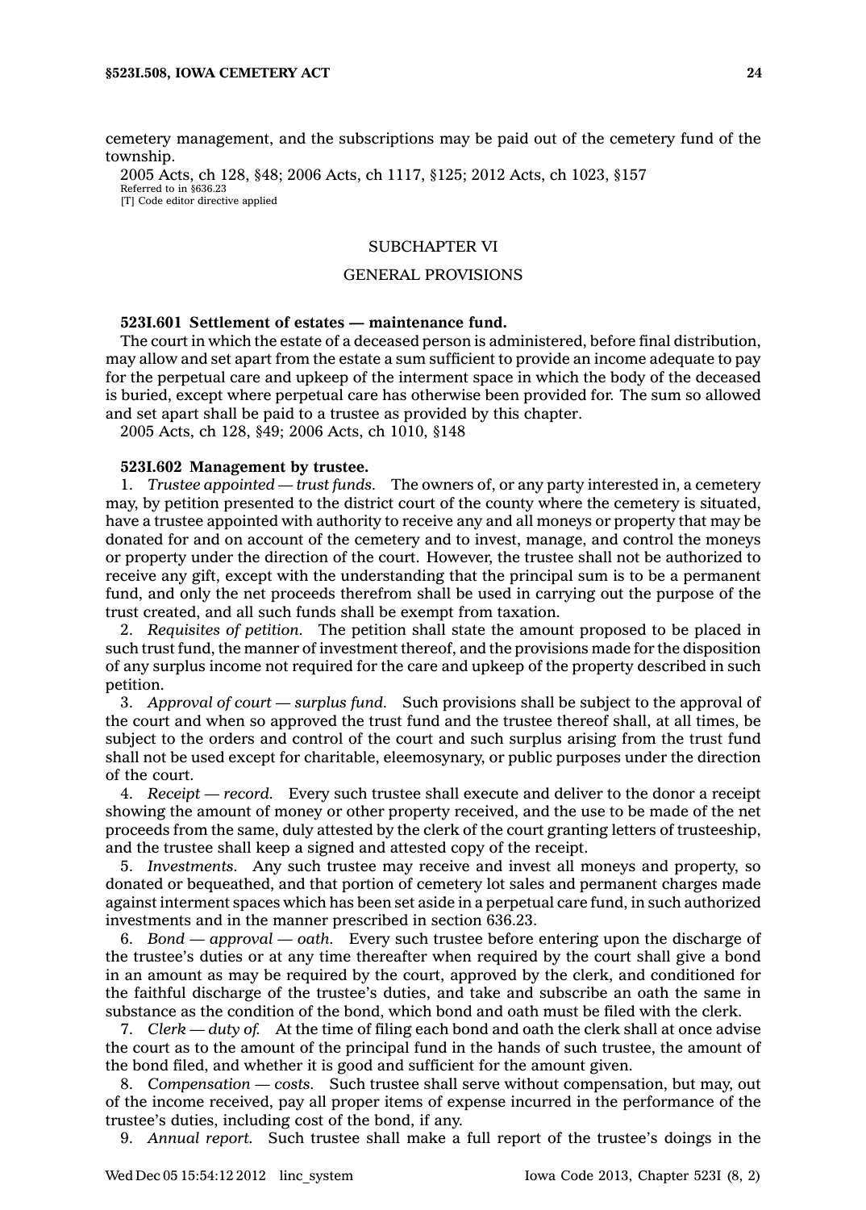cemetery management, and the subscriptions may be paid out of the cemetery fund of the township.

2005 Acts, ch 128, §48; 2006 Acts, ch 1117, §125; 2012 Acts, ch 1023, §157
Referred to in §636.23
[T] Code editor directive applied

## SUBCHAPTER VI

## GENERAL PROVISIONS

**523I.601 Settlement of estates — maintenance fund.**

The court in which the estate of a deceased person is administered, before final distribution, may allow and set apart from the estate a sum sufficient to provide an income adequate to pay for the perpetual care and upkeep of the interment space in which the body of the deceased is buried, except where perpetual care has otherwise been provided for. The sum so allowed and set apart shall be paid to a trustee as provided by this chapter.

2005 Acts, ch 128, §49; 2006 Acts, ch 1010, §148

**523I.602 Management by trustee.**

1. *Trustee appointed — trust funds.* The owners of, or any party interested in, a cemetery may, by petition presented to the district court of the county where the cemetery is situated, have a trustee appointed with authority to receive any and all moneys or property that may be donated for and on account of the cemetery and to invest, manage, and control the moneys or property under the direction of the court. However, the trustee shall not be authorized to receive any gift, except with the understanding that the principal sum is to be a permanent fund, and only the net proceeds therefrom shall be used in carrying out the purpose of the trust created, and all such funds shall be exempt from taxation.

2. *Requisites of petition.* The petition shall state the amount proposed to be placed in such trust fund, the manner of investment thereof, and the provisions made for the disposition of any surplus income not required for the care and upkeep of the property described in such petition.

3. *Approval of court — surplus fund.* Such provisions shall be subject to the approval of the court and when so approved the trust fund and the trustee thereof shall, at all times, be subject to the orders and control of the court and such surplus arising from the trust fund shall not be used except for charitable, eleemosynary, or public purposes under the direction of the court.

4. *Receipt — record.* Every such trustee shall execute and deliver to the donor a receipt showing the amount of money or other property received, and the use to be made of the net proceeds from the same, duly attested by the clerk of the court granting letters of trusteeship, and the trustee shall keep a signed and attested copy of the receipt.

5. *Investments.* Any such trustee may receive and invest all moneys and property, so donated or bequeathed, and that portion of cemetery lot sales and permanent charges made against interment spaces which has been set aside in a perpetual care fund, in such authorized investments and in the manner prescribed in section 636.23.

6. *Bond — approval — oath.* Every such trustee before entering upon the discharge of the trustee's duties or at any time thereafter when required by the court shall give a bond in an amount as may be required by the court, approved by the clerk, and conditioned for the faithful discharge of the trustee's duties, and take and subscribe an oath the same in substance as the condition of the bond, which bond and oath must be filed with the clerk.

7. *Clerk — duty of.* At the time of filing each bond and oath the clerk shall at once advise the court as to the amount of the principal fund in the hands of such trustee, the amount of the bond filed, and whether it is good and sufficient for the amount given.

8. *Compensation — costs.* Such trustee shall serve without compensation, but may, out of the income received, pay all proper items of expense incurred in the performance of the trustee's duties, including cost of the bond, if any.

9. *Annual report.* Such trustee shall make a full report of the trustee's doings in the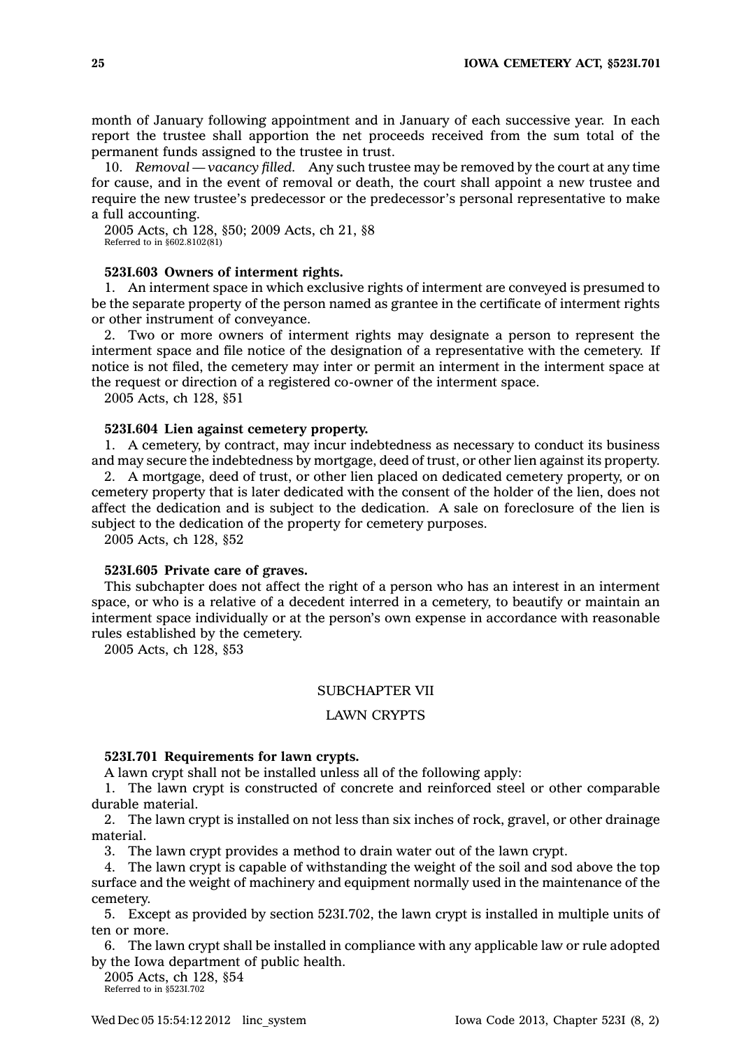month of January following appointment and in January of each successive year. In each report the trustee shall apportion the net proceeds received from the sum total of the permanent funds assigned to the trustee in trust.

10. *Removal — vacancy filled.* Any such trustee may be removed by the court at any time for cause, and in the event of removal or death, the court shall appoint a new trustee and require the new trustee's predecessor or the predecessor's personal representative to make a full accounting.

2005 Acts, ch 128, §50; 2009 Acts, ch 21, §8
Referred to in §602.8102(81)

**523I.603 Owners of interment rights.**

1. An interment space in which exclusive rights of interment are conveyed is presumed to be the separate property of the person named as grantee in the certificate of interment rights or other instrument of conveyance.

2. Two or more owners of interment rights may designate a person to represent the interment space and file notice of the designation of a representative with the cemetery. If notice is not filed, the cemetery may inter or permit an interment in the interment space at the request or direction of a registered co-owner of the interment space.

2005 Acts, ch 128, §51

**523I.604 Lien against cemetery property.**

1. A cemetery, by contract, may incur indebtedness as necessary to conduct its business and may secure the indebtedness by mortgage, deed of trust, or other lien against its property.

2. A mortgage, deed of trust, or other lien placed on dedicated cemetery property, or on cemetery property that is later dedicated with the consent of the holder of the lien, does not affect the dedication and is subject to the dedication. A sale on foreclosure of the lien is subject to the dedication of the property for cemetery purposes.

2005 Acts, ch 128, §52

**523I.605 Private care of graves.**

This subchapter does not affect the right of a person who has an interest in an interment space, or who is a relative of a decedent interred in a cemetery, to beautify or maintain an interment space individually or at the person's own expense in accordance with reasonable rules established by the cemetery.

2005 Acts, ch 128, §53

## SUBCHAPTER VII

## LAWN CRYPTS

**523I.701 Requirements for lawn crypts.**

A lawn crypt shall not be installed unless all of the following apply:

1. The lawn crypt is constructed of concrete and reinforced steel or other comparable durable material.

2. The lawn crypt is installed on not less than six inches of rock, gravel, or other drainage material.

3. The lawn crypt provides a method to drain water out of the lawn crypt.

4. The lawn crypt is capable of withstanding the weight of the soil and sod above the top surface and the weight of machinery and equipment normally used in the maintenance of the cemetery.

5. Except as provided by section 523I.702, the lawn crypt is installed in multiple units of ten or more.

6. The lawn crypt shall be installed in compliance with any applicable law or rule adopted by the Iowa department of public health.

2005 Acts, ch 128, §54
Referred to in §523I.702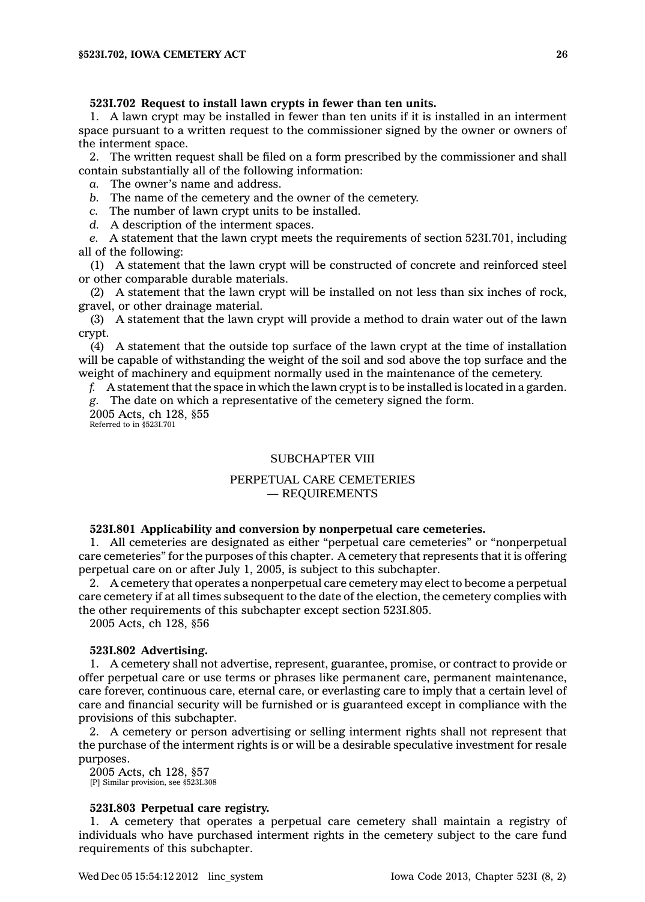**523I.702 Request to install lawn crypts in fewer than ten units.**

1. A lawn crypt may be installed in fewer than ten units if it is installed in an interment space pursuant to a written request to the commissioner signed by the owner or owners of the interment space.

2. The written request shall be filed on a form prescribed by the commissioner and shall contain substantially all of the following information:

*a.* The owner's name and address.

*b.* The name of the cemetery and the owner of the cemetery.

*c.* The number of lawn crypt units to be installed.

*d.* A description of the interment spaces.

*e.* A statement that the lawn crypt meets the requirements of section 523I.701, including all of the following:

(1) A statement that the lawn crypt will be constructed of concrete and reinforced steel or other comparable durable materials.

(2) A statement that the lawn crypt will be installed on not less than six inches of rock, gravel, or other drainage material.

(3) A statement that the lawn crypt will provide a method to drain water out of the lawn crypt.

(4) A statement that the outside top surface of the lawn crypt at the time of installation will be capable of withstanding the weight of the soil and sod above the top surface and the weight of machinery and equipment normally used in the maintenance of the cemetery.

*f.* A statement that the space in which the lawn crypt is to be installed is located in a garden.

*g.* The date on which a representative of the cemetery signed the form.

2005 Acts, ch 128, §55
Referred to in §523I.701

## SUBCHAPTER VIII

## PERPETUAL CARE CEMETERIES — REQUIREMENTS

**523I.801 Applicability and conversion by nonperpetual care cemeteries.**

1. All cemeteries are designated as either "perpetual care cemeteries" or "nonperpetual care cemeteries" for the purposes of this chapter. A cemetery that represents that it is offering perpetual care on or after July 1, 2005, is subject to this subchapter.

2. A cemetery that operates a nonperpetual care cemetery may elect to become a perpetual care cemetery if at all times subsequent to the date of the election, the cemetery complies with the other requirements of this subchapter except section 523I.805.

2005 Acts, ch 128, §56

**523I.802 Advertising.**

1. A cemetery shall not advertise, represent, guarantee, promise, or contract to provide or offer perpetual care or use terms or phrases like permanent care, permanent maintenance, care forever, continuous care, eternal care, or everlasting care to imply that a certain level of care and financial security will be furnished or is guaranteed except in compliance with the provisions of this subchapter.

2. A cemetery or person advertising or selling interment rights shall not represent that the purchase of the interment rights is or will be a desirable speculative investment for resale purposes.

2005 Acts, ch 128, §57
[P] Similar provision, see §523I.308

**523I.803 Perpetual care registry.**

1. A cemetery that operates a perpetual care cemetery shall maintain a registry of individuals who have purchased interment rights in the cemetery subject to the care fund requirements of this subchapter.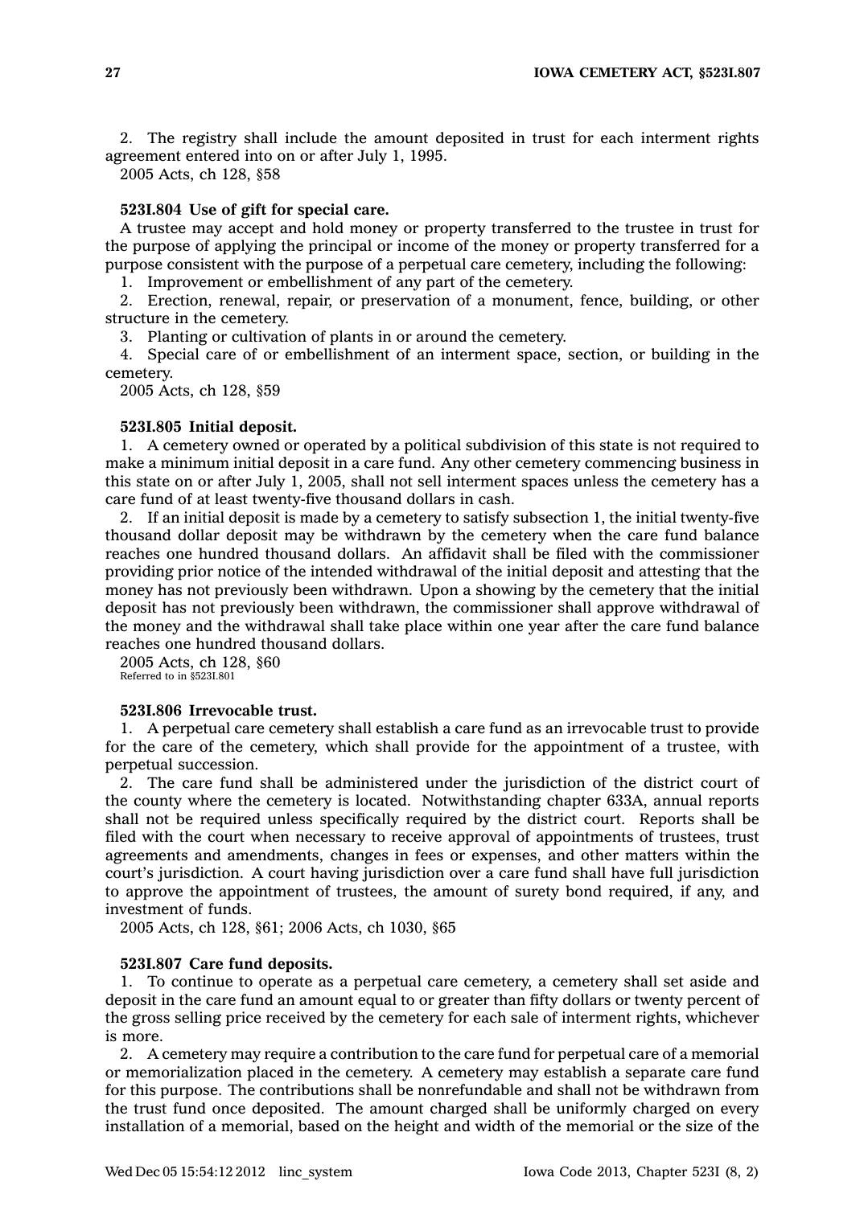2. The registry shall include the amount deposited in trust for each interment rights agreement entered into on or after July 1, 1995.

2005 Acts, ch 128, §58

**523I.804 Use of gift for special care.**

A trustee may accept and hold money or property transferred to the trustee in trust for the purpose of applying the principal or income of the money or property transferred for a purpose consistent with the purpose of a perpetual care cemetery, including the following:

1. Improvement or embellishment of any part of the cemetery.
2. Erection, renewal, repair, or preservation of a monument, fence, building, or other structure in the cemetery.
3. Planting or cultivation of plants in or around the cemetery.
4. Special care of or embellishment of an interment space, section, or building in the cemetery.

2005 Acts, ch 128, §59

**523I.805 Initial deposit.**

1. A cemetery owned or operated by a political subdivision of this state is not required to make a minimum initial deposit in a care fund. Any other cemetery commencing business in this state on or after July 1, 2005, shall not sell interment spaces unless the cemetery has a care fund of at least twenty-five thousand dollars in cash.

2. If an initial deposit is made by a cemetery to satisfy subsection 1, the initial twenty-five thousand dollar deposit may be withdrawn by the cemetery when the care fund balance reaches one hundred thousand dollars. An affidavit shall be filed with the commissioner providing prior notice of the intended withdrawal of the initial deposit and attesting that the money has not previously been withdrawn. Upon a showing by the cemetery that the initial deposit has not previously been withdrawn, the commissioner shall approve withdrawal of the money and the withdrawal shall take place within one year after the care fund balance reaches one hundred thousand dollars.

2005 Acts, ch 128, §60
Referred to in §523I.801

**523I.806 Irrevocable trust.**

1. A perpetual care cemetery shall establish a care fund as an irrevocable trust to provide for the care of the cemetery, which shall provide for the appointment of a trustee, with perpetual succession.

2. The care fund shall be administered under the jurisdiction of the district court of the county where the cemetery is located. Notwithstanding chapter 633A, annual reports shall not be required unless specifically required by the district court. Reports shall be filed with the court when necessary to receive approval of appointments of trustees, trust agreements and amendments, changes in fees or expenses, and other matters within the court's jurisdiction. A court having jurisdiction over a care fund shall have full jurisdiction to approve the appointment of trustees, the amount of surety bond required, if any, and investment of funds.

2005 Acts, ch 128, §61; 2006 Acts, ch 1030, §65

**523I.807 Care fund deposits.**

1. To continue to operate as a perpetual care cemetery, a cemetery shall set aside and deposit in the care fund an amount equal to or greater than fifty dollars or twenty percent of the gross selling price received by the cemetery for each sale of interment rights, whichever is more.

2. A cemetery may require a contribution to the care fund for perpetual care of a memorial or memorialization placed in the cemetery. A cemetery may establish a separate care fund for this purpose. The contributions shall be nonrefundable and shall not be withdrawn from the trust fund once deposited. The amount charged shall be uniformly charged on every installation of a memorial, based on the height and width of the memorial or the size of the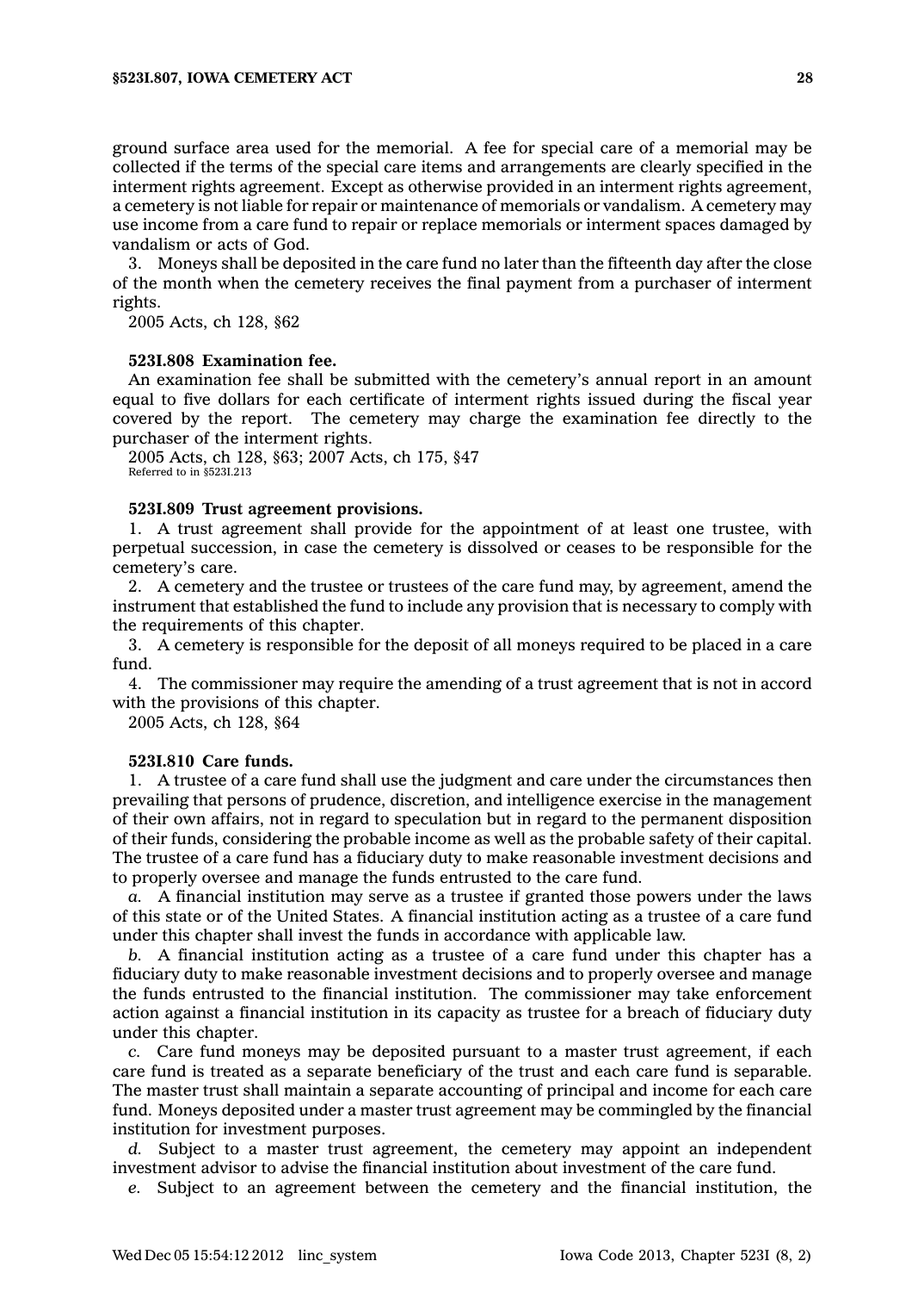ground surface area used for the memorial. A fee for special care of a memorial may be collected if the terms of the special care items and arrangements are clearly specified in the interment rights agreement. Except as otherwise provided in an interment rights agreement, a cemetery is not liable for repair or maintenance of memorials or vandalism. A cemetery may use income from a care fund to repair or replace memorials or interment spaces damaged by vandalism or acts of God.

3. Moneys shall be deposited in the care fund no later than the fifteenth day after the close of the month when the cemetery receives the final payment from a purchaser of interment rights.

2005 Acts, ch 128, §62

**523I.808 Examination fee.**

An examination fee shall be submitted with the cemetery's annual report in an amount equal to five dollars for each certificate of interment rights issued during the fiscal year covered by the report. The cemetery may charge the examination fee directly to the purchaser of the interment rights.

2005 Acts, ch 128, §63; 2007 Acts, ch 175, §47
Referred to in §523I.213

**523I.809 Trust agreement provisions.**

1. A trust agreement shall provide for the appointment of at least one trustee, with perpetual succession, in case the cemetery is dissolved or ceases to be responsible for the cemetery's care.

2. A cemetery and the trustee or trustees of the care fund may, by agreement, amend the instrument that established the fund to include any provision that is necessary to comply with the requirements of this chapter.

3. A cemetery is responsible for the deposit of all moneys required to be placed in a care fund.

4. The commissioner may require the amending of a trust agreement that is not in accord with the provisions of this chapter.

2005 Acts, ch 128, §64

**523I.810 Care funds.**

1. A trustee of a care fund shall use the judgment and care under the circumstances then prevailing that persons of prudence, discretion, and intelligence exercise in the management of their own affairs, not in regard to speculation but in regard to the permanent disposition of their funds, considering the probable income as well as the probable safety of their capital. The trustee of a care fund has a fiduciary duty to make reasonable investment decisions and to properly oversee and manage the funds entrusted to the care fund.

*a.* A financial institution may serve as a trustee if granted those powers under the laws of this state or of the United States. A financial institution acting as a trustee of a care fund under this chapter shall invest the funds in accordance with applicable law.

*b.* A financial institution acting as a trustee of a care fund under this chapter has a fiduciary duty to make reasonable investment decisions and to properly oversee and manage the funds entrusted to the financial institution. The commissioner may take enforcement action against a financial institution in its capacity as trustee for a breach of fiduciary duty under this chapter.

*c.* Care fund moneys may be deposited pursuant to a master trust agreement, if each care fund is treated as a separate beneficiary of the trust and each care fund is separable. The master trust shall maintain a separate accounting of principal and income for each care fund. Moneys deposited under a master trust agreement may be commingled by the financial institution for investment purposes.

*d.* Subject to a master trust agreement, the cemetery may appoint an independent investment advisor to advise the financial institution about investment of the care fund.

*e.* Subject to an agreement between the cemetery and the financial institution, the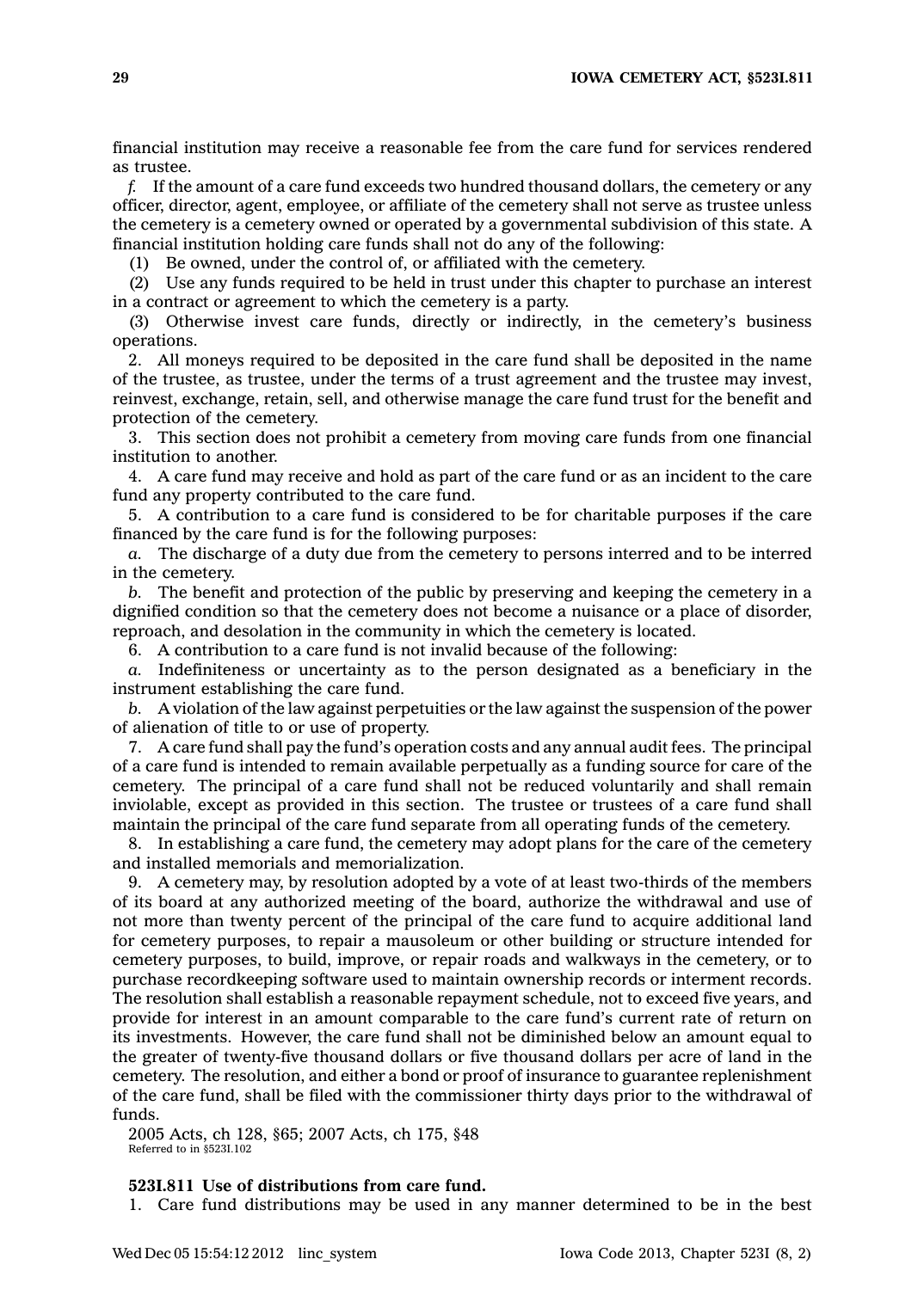financial institution may receive a reasonable fee from the care fund for services rendered as trustee.

*f.* If the amount of a care fund exceeds two hundred thousand dollars, the cemetery or any officer, director, agent, employee, or affiliate of the cemetery shall not serve as trustee unless the cemetery is a cemetery owned or operated by a governmental subdivision of this state. A financial institution holding care funds shall not do any of the following:

(1) Be owned, under the control of, or affiliated with the cemetery.

(2) Use any funds required to be held in trust under this chapter to purchase an interest in a contract or agreement to which the cemetery is a party.

(3) Otherwise invest care funds, directly or indirectly, in the cemetery's business operations.

2. All moneys required to be deposited in the care fund shall be deposited in the name of the trustee, as trustee, under the terms of a trust agreement and the trustee may invest, reinvest, exchange, retain, sell, and otherwise manage the care fund trust for the benefit and protection of the cemetery.

3. This section does not prohibit a cemetery from moving care funds from one financial institution to another.

4. A care fund may receive and hold as part of the care fund or as an incident to the care fund any property contributed to the care fund.

5. A contribution to a care fund is considered to be for charitable purposes if the care financed by the care fund is for the following purposes:

*a.* The discharge of a duty due from the cemetery to persons interred and to be interred in the cemetery.

*b.* The benefit and protection of the public by preserving and keeping the cemetery in a dignified condition so that the cemetery does not become a nuisance or a place of disorder, reproach, and desolation in the community in which the cemetery is located.

6. A contribution to a care fund is not invalid because of the following:

*a.* Indefiniteness or uncertainty as to the person designated as a beneficiary in the instrument establishing the care fund.

*b.* A violation of the law against perpetuities or the law against the suspension of the power of alienation of title to or use of property.

7. A care fund shall pay the fund's operation costs and any annual audit fees. The principal of a care fund is intended to remain available perpetually as a funding source for care of the cemetery. The principal of a care fund shall not be reduced voluntarily and shall remain inviolable, except as provided in this section. The trustee or trustees of a care fund shall maintain the principal of the care fund separate from all operating funds of the cemetery.

8. In establishing a care fund, the cemetery may adopt plans for the care of the cemetery and installed memorials and memorialization.

9. A cemetery may, by resolution adopted by a vote of at least two-thirds of the members of its board at any authorized meeting of the board, authorize the withdrawal and use of not more than twenty percent of the principal of the care fund to acquire additional land for cemetery purposes, to repair a mausoleum or other building or structure intended for cemetery purposes, to build, improve, or repair roads and walkways in the cemetery, or to purchase recordkeeping software used to maintain ownership records or interment records. The resolution shall establish a reasonable repayment schedule, not to exceed five years, and provide for interest in an amount comparable to the care fund's current rate of return on its investments. However, the care fund shall not be diminished below an amount equal to the greater of twenty-five thousand dollars or five thousand dollars per acre of land in the cemetery. The resolution, and either a bond or proof of insurance to guarantee replenishment of the care fund, shall be filed with the commissioner thirty days prior to the withdrawal of funds.

2005 Acts, ch 128, §65; 2007 Acts, ch 175, §48
Referred to in §523I.102

**523I.811 Use of distributions from care fund.**

1. Care fund distributions may be used in any manner determined to be in the best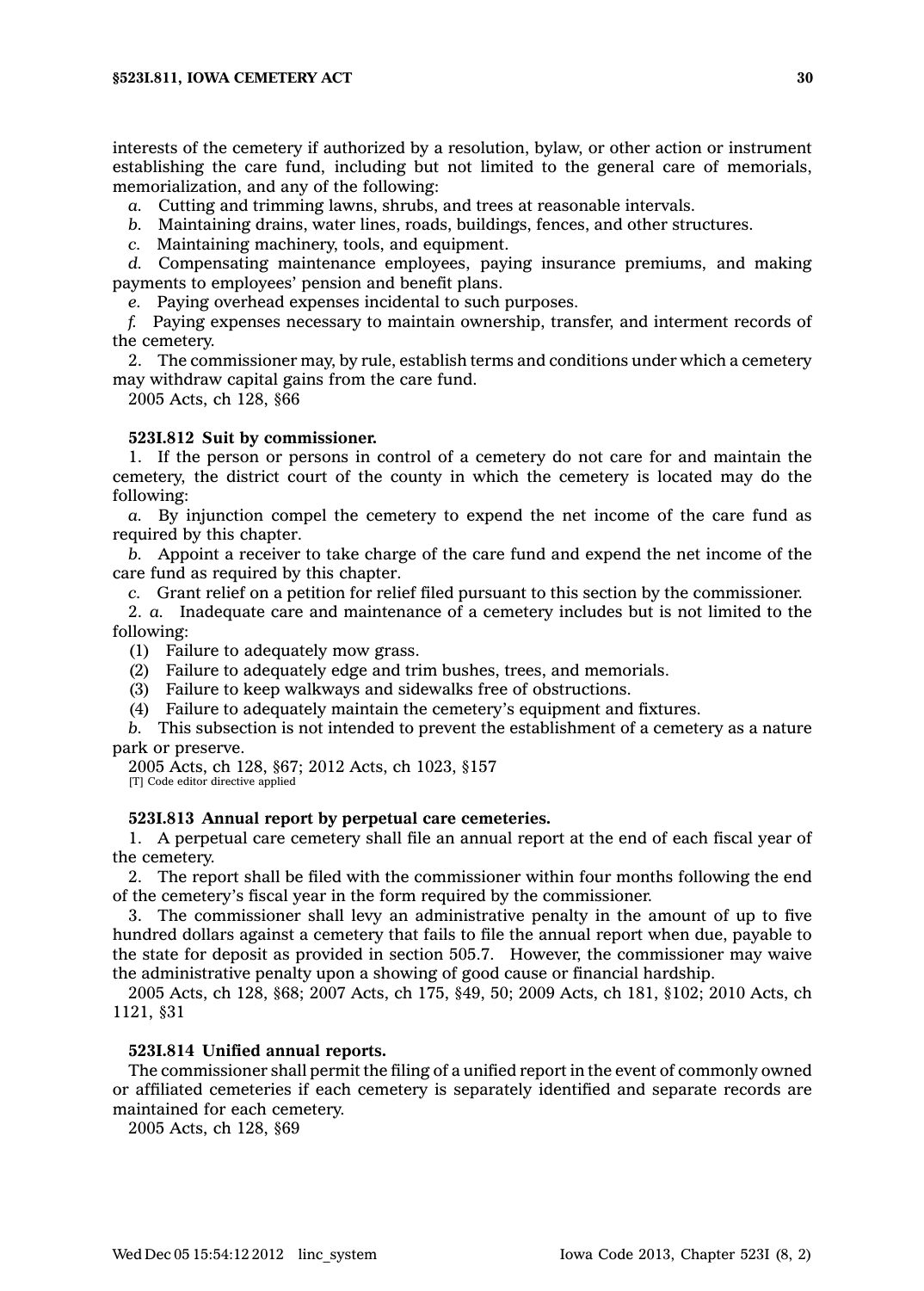interests of the cemetery if authorized by a resolution, bylaw, or other action or instrument establishing the care fund, including but not limited to the general care of memorials, memorialization, and any of the following:

*a.* Cutting and trimming lawns, shrubs, and trees at reasonable intervals.

*b.* Maintaining drains, water lines, roads, buildings, fences, and other structures.

*c.* Maintaining machinery, tools, and equipment.

*d.* Compensating maintenance employees, paying insurance premiums, and making payments to employees' pension and benefit plans.

*e.* Paying overhead expenses incidental to such purposes.

*f.* Paying expenses necessary to maintain ownership, transfer, and interment records of the cemetery.

2. The commissioner may, by rule, establish terms and conditions under which a cemetery may withdraw capital gains from the care fund.

2005 Acts, ch 128, §66

**523I.812 Suit by commissioner.**

1. If the person or persons in control of a cemetery do not care for and maintain the cemetery, the district court of the county in which the cemetery is located may do the following:

*a.* By injunction compel the cemetery to expend the net income of the care fund as required by this chapter.

*b.* Appoint a receiver to take charge of the care fund and expend the net income of the care fund as required by this chapter.

*c.* Grant relief on a petition for relief filed pursuant to this section by the commissioner.

2. *a.* Inadequate care and maintenance of a cemetery includes but is not limited to the following:

(1) Failure to adequately mow grass.

(2) Failure to adequately edge and trim bushes, trees, and memorials.

(3) Failure to keep walkways and sidewalks free of obstructions.

(4) Failure to adequately maintain the cemetery's equipment and fixtures.

*b.* This subsection is not intended to prevent the establishment of a cemetery as a nature park or preserve.

2005 Acts, ch 128, §67; 2012 Acts, ch 1023, §157
[T] Code editor directive applied

**523I.813 Annual report by perpetual care cemeteries.**

1. A perpetual care cemetery shall file an annual report at the end of each fiscal year of the cemetery.

2. The report shall be filed with the commissioner within four months following the end of the cemetery's fiscal year in the form required by the commissioner.

3. The commissioner shall levy an administrative penalty in the amount of up to five hundred dollars against a cemetery that fails to file the annual report when due, payable to the state for deposit as provided in section 505.7. However, the commissioner may waive the administrative penalty upon a showing of good cause or financial hardship.

2005 Acts, ch 128, §68; 2007 Acts, ch 175, §49, 50; 2009 Acts, ch 181, §102; 2010 Acts, ch 1121, §31

**523I.814 Unified annual reports.**

The commissioner shall permit the filing of a unified report in the event of commonly owned or affiliated cemeteries if each cemetery is separately identified and separate records are maintained for each cemetery.

2005 Acts, ch 128, §69